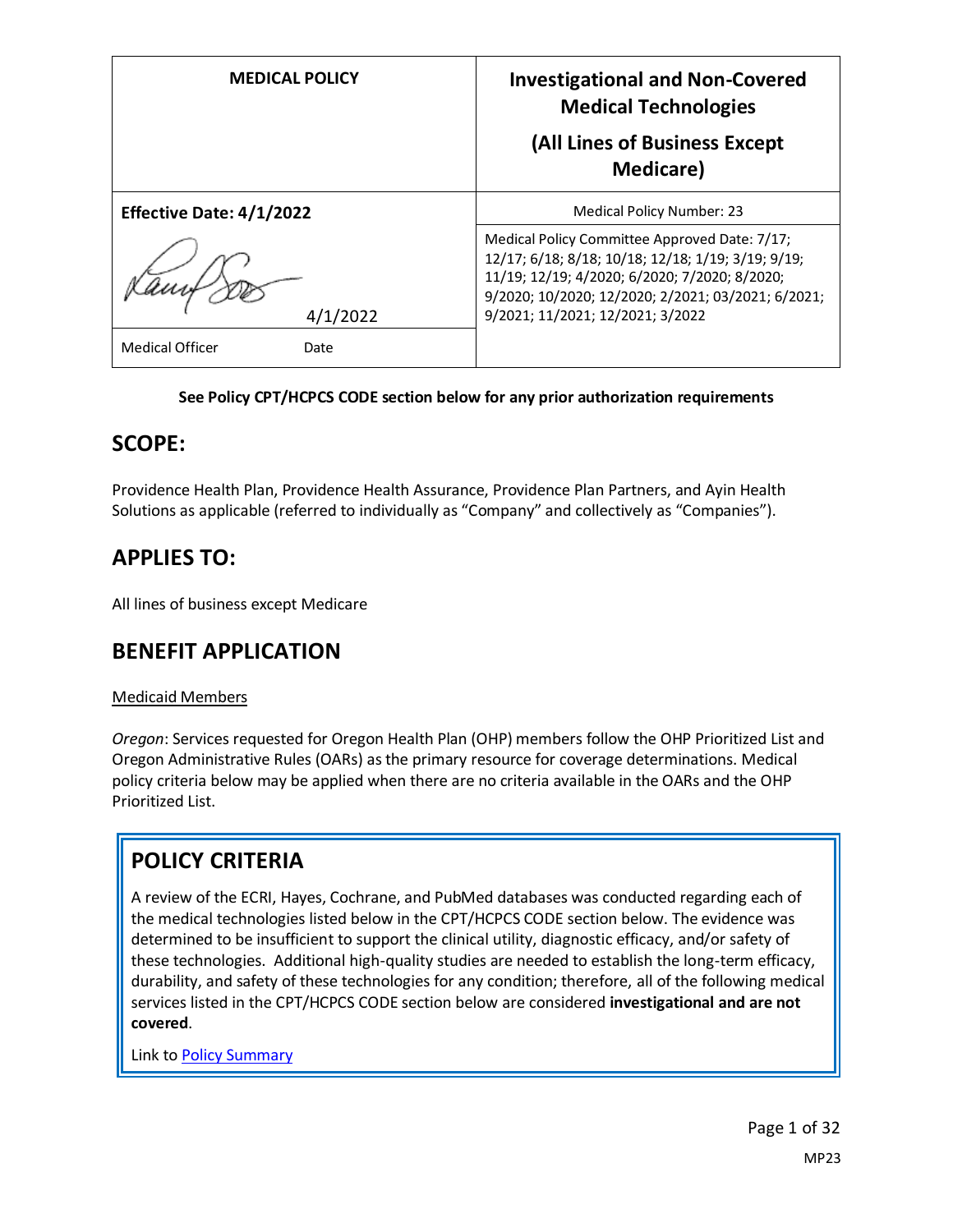| MEDICAL POLICY | Investigational and Non-Covered Medical Technologies (All Lines of Business Except Medicare) |
| --- | --- |
| **Effective Date: 4/1/2022** | Medical Policy Number: 23 |
| 4/1/2022 | Medical Policy Committee Approved Date: 7/17; 12/17; 6/18; 8/18; 10/18; 12/18; 1/19; 3/19; 9/19; 11/19; 12/19; 4/2020; 6/2020; 7/2020; 8/2020; 9/2020; 10/2020; 12/2020; 2/2021; 03/2021; 6/2021; 9/2021; 11/2021; 12/2021; 3/2022 |
| Medical Officer Date | |

**See Policy CPT/HCPCS CODE section below for any prior authorization requirements**

## SCOPE:

Providence Health Plan, Providence Health Assurance, Providence Plan Partners, and Ayin Health Solutions as applicable (referred to individually as "Company" and collectively as "Companies").

## APPLIES TO:

All lines of business except Medicare

## BENEFIT APPLICATION

Medicaid Members

*Oregon*: Services requested for Oregon Health Plan (OHP) members follow the OHP Prioritized List and Oregon Administrative Rules (OARs) as the primary resource for coverage determinations. Medical policy criteria below may be applied when there are no criteria available in the OARs and the OHP Prioritized List.

## POLICY CRITERIA

A review of the ECRI, Hayes, Cochrane, and PubMed databases was conducted regarding each of the medical technologies listed below in the CPT/HCPCS CODE section below. The evidence was determined to be insufficient to support the clinical utility, diagnostic efficacy, and/or safety of these technologies. Additional high-quality studies are needed to establish the long-term efficacy, durability, and safety of these technologies for any condition; therefore, all of the following medical services listed in the CPT/HCPCS CODE section below are considered **investigational and are not covered**.

Link to Policy Summary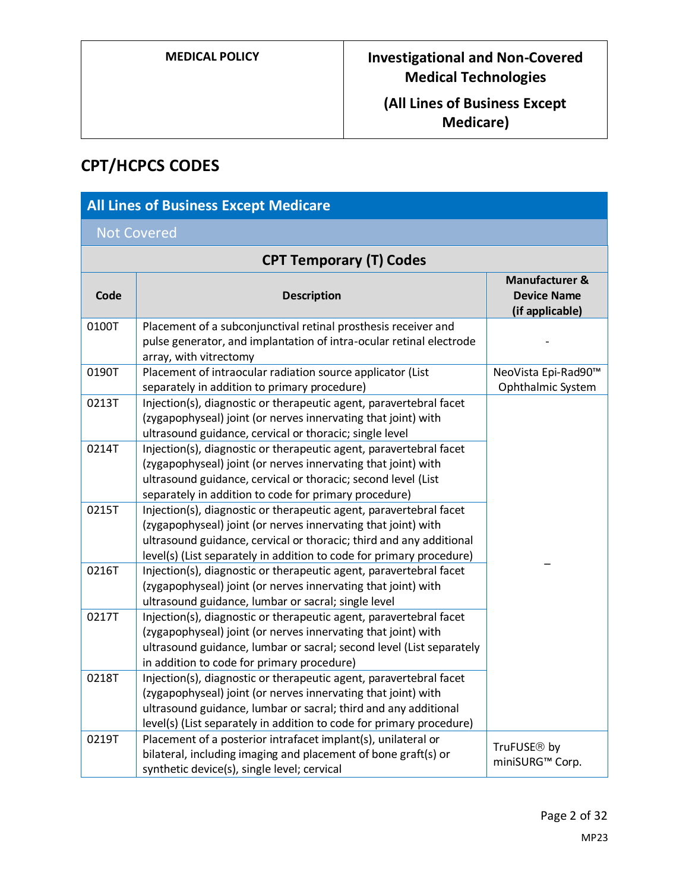## CPT/HCPCS CODES

### All Lines of Business Except Medicare

#### Not Covered

| CPT Temporary (T) Codes | | |
|---|---|---|
| **Code** | **Description** | **Manufacturer & Device Name (if applicable)** |
| 0100T | Placement of a subconjunctival retinal prosthesis receiver and pulse generator, and implantation of intra-ocular retinal electrode array, with vitrectomy | - |
| 0190T | Placement of intraocular radiation source applicator (List separately in addition to primary procedure) | NeoVista Epi-Rad90™ Ophthalmic System |
| 0213T | Injection(s), diagnostic or therapeutic agent, paravertebral facet (zygapophyseal) joint (or nerves innervating that joint) with ultrasound guidance, cervical or thoracic; single level | – |
| 0214T | Injection(s), diagnostic or therapeutic agent, paravertebral facet (zygapophyseal) joint (or nerves innervating that joint) with ultrasound guidance, cervical or thoracic; second level (List separately in addition to code for primary procedure) | – |
| 0215T | Injection(s), diagnostic or therapeutic agent, paravertebral facet (zygapophyseal) joint (or nerves innervating that joint) with ultrasound guidance, cervical or thoracic; third and any additional level(s) (List separately in addition to code for primary procedure) | – |
| 0216T | Injection(s), diagnostic or therapeutic agent, paravertebral facet (zygapophyseal) joint (or nerves innervating that joint) with ultrasound guidance, lumbar or sacral; single level | – |
| 0217T | Injection(s), diagnostic or therapeutic agent, paravertebral facet (zygapophyseal) joint (or nerves innervating that joint) with ultrasound guidance, lumbar or sacral; second level (List separately in addition to code for primary procedure) | – |
| 0218T | Injection(s), diagnostic or therapeutic agent, paravertebral facet (zygapophyseal) joint (or nerves innervating that joint) with ultrasound guidance, lumbar or sacral; third and any additional level(s) (List separately in addition to code for primary procedure) | – |
| 0219T | Placement of a posterior intrafacet implant(s), unilateral or bilateral, including imaging and placement of bone graft(s) or synthetic device(s), single level; cervical | TruFUSE® by miniSURG™ Corp. |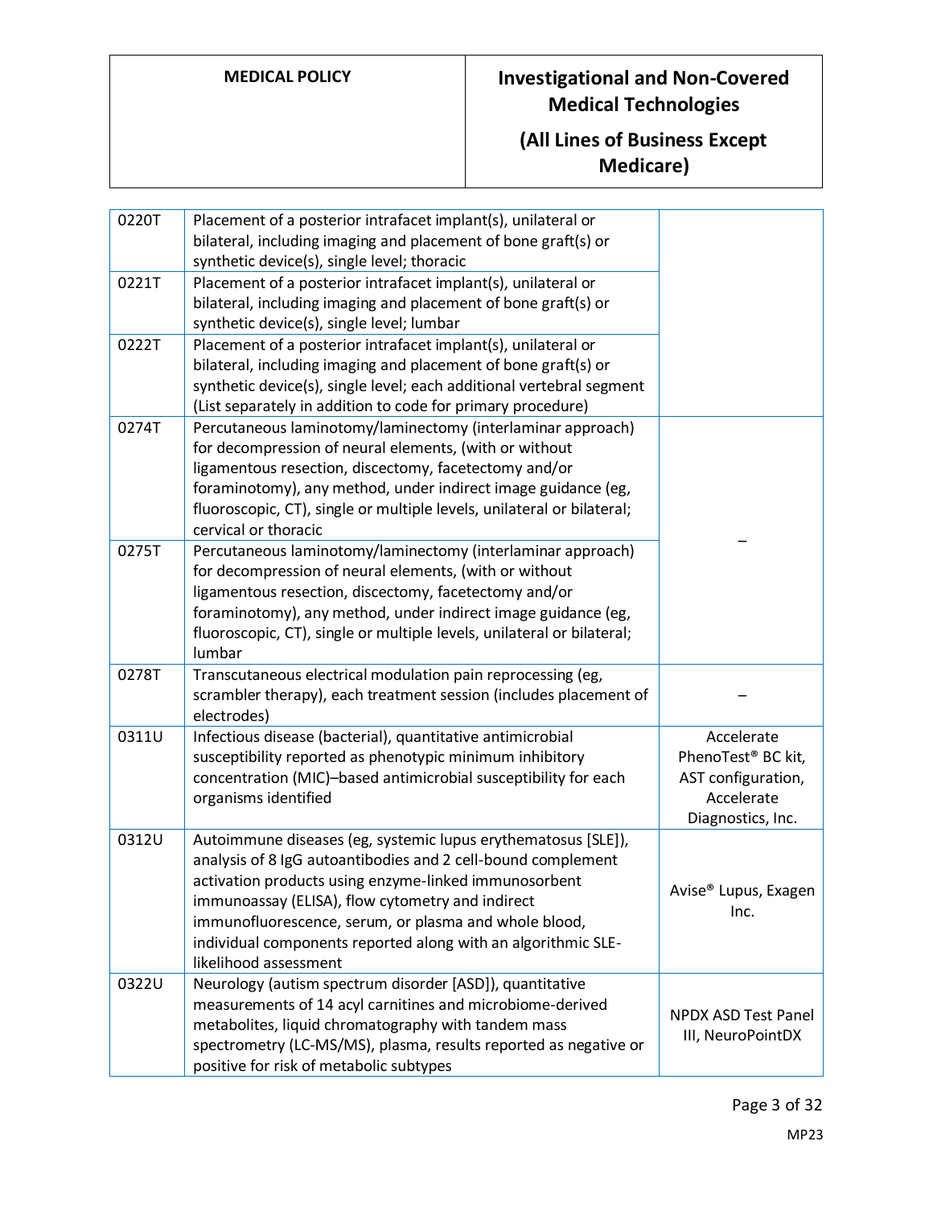| | | |
|---|---|---|
| 0220T | Placement of a posterior intrafacet implant(s), unilateral or bilateral, including imaging and placement of bone graft(s) or synthetic device(s), single level; thoracic | |
| 0221T | Placement of a posterior intrafacet implant(s), unilateral or bilateral, including imaging and placement of bone graft(s) or synthetic device(s), single level; lumbar | |
| 0222T | Placement of a posterior intrafacet implant(s), unilateral or bilateral, including imaging and placement of bone graft(s) or synthetic device(s), single level; each additional vertebral segment (List separately in addition to code for primary procedure) | |
| 0274T | Percutaneous laminotomy/laminectomy (interlaminar approach) for decompression of neural elements, (with or without ligamentous resection, discectomy, facetectomy and/or foraminotomy), any method, under indirect image guidance (eg, fluoroscopic, CT), single or multiple levels, unilateral or bilateral; cervical or thoracic | – |
| 0275T | Percutaneous laminotomy/laminectomy (interlaminar approach) for decompression of neural elements, (with or without ligamentous resection, discectomy, facetectomy and/or foraminotomy), any method, under indirect image guidance (eg, fluoroscopic, CT), single or multiple levels, unilateral or bilateral; lumbar | |
| 0278T | Transcutaneous electrical modulation pain reprocessing (eg, scrambler therapy), each treatment session (includes placement of electrodes) | – |
| 0311U | Infectious disease (bacterial), quantitative antimicrobial susceptibility reported as phenotypic minimum inhibitory concentration (MIC)–based antimicrobial susceptibility for each organisms identified | Accelerate PhenoTest® BC kit, AST configuration, Accelerate Diagnostics, Inc. |
| 0312U | Autoimmune diseases (eg, systemic lupus erythematosus [SLE]), analysis of 8 IgG autoantibodies and 2 cell-bound complement activation products using enzyme-linked immunosorbent immunoassay (ELISA), flow cytometry and indirect immunofluorescence, serum, or plasma and whole blood, individual components reported along with an algorithmic SLE-likelihood assessment | Avise® Lupus, Exagen Inc. |
| 0322U | Neurology (autism spectrum disorder [ASD]), quantitative measurements of 14 acyl carnitines and microbiome-derived metabolites, liquid chromatography with tandem mass spectrometry (LC-MS/MS), plasma, results reported as negative or positive for risk of metabolic subtypes | NPDX ASD Test Panel III, NeuroPointDX |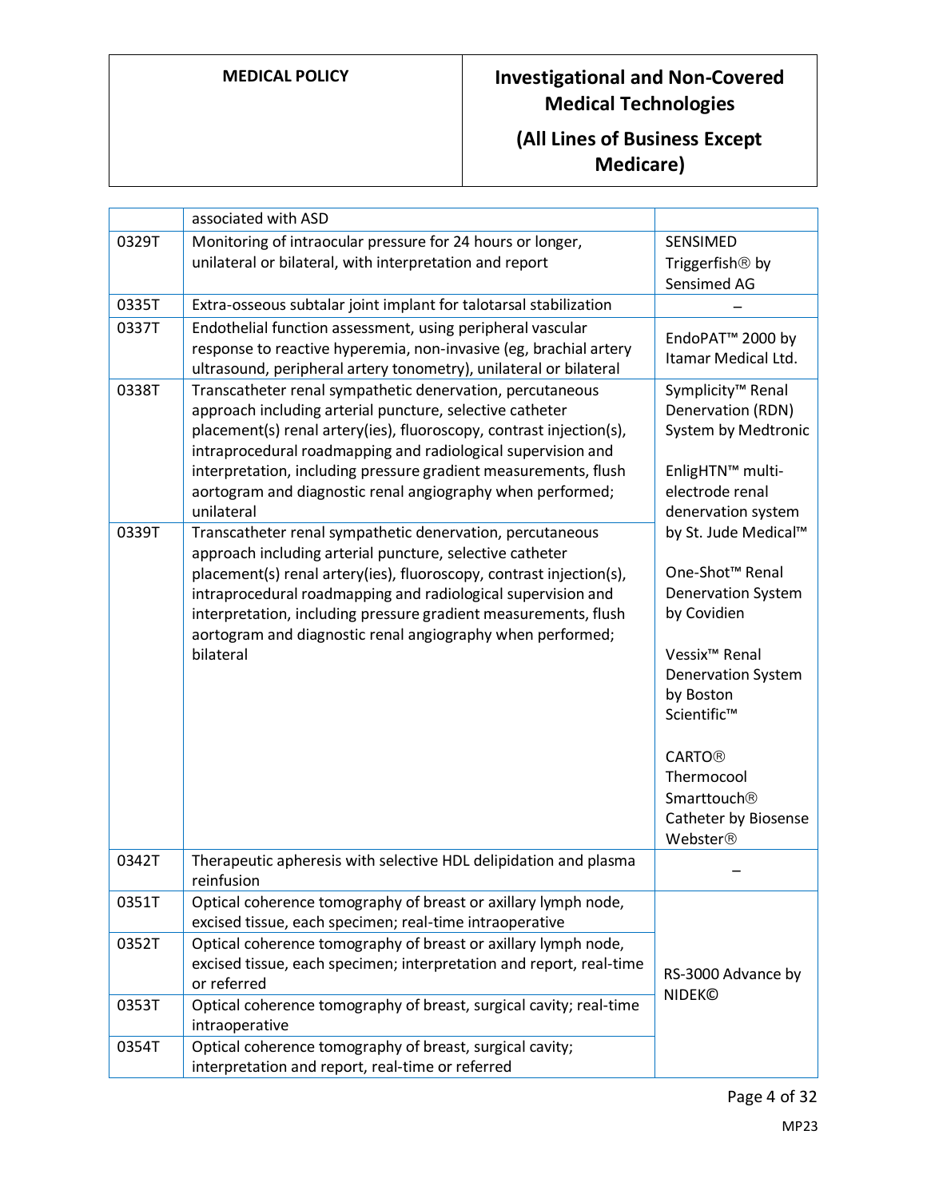| | | |
|---|---|---|
| | associated with ASD | |
| 0329T | Monitoring of intraocular pressure for 24 hours or longer, unilateral or bilateral, with interpretation and report | SENSIMED Triggerfish® by Sensimed AG |
| 0335T | Extra-osseous subtalar joint implant for talotarsal stabilization | – |
| 0337T | Endothelial function assessment, using peripheral vascular response to reactive hyperemia, non-invasive (eg, brachial artery ultrasound, peripheral artery tonometry), unilateral or bilateral | EndoPAT™ 2000 by Itamar Medical Ltd. |
| 0338T | Transcatheter renal sympathetic denervation, percutaneous approach including arterial puncture, selective catheter placement(s) renal artery(ies), fluoroscopy, contrast injection(s), intraprocedural roadmapping and radiological supervision and interpretation, including pressure gradient measurements, flush aortogram and diagnostic renal angiography when performed; unilateral | Symplicity™ Renal Denervation (RDN) System by Medtronic<br><br>EnligHTN™ multi-electrode renal denervation system by St. Jude Medical™<br><br>One-Shot™ Renal Denervation System by Covidien<br><br>Vessix™ Renal Denervation System by Boston Scientific™<br><br>CARTO® Thermocool Smarttouch® Catheter by Biosense Webster® |
| 0339T | Transcatheter renal sympathetic denervation, percutaneous approach including arterial puncture, selective catheter placement(s) renal artery(ies), fluoroscopy, contrast injection(s), intraprocedural roadmapping and radiological supervision and interpretation, including pressure gradient measurements, flush aortogram and diagnostic renal angiography when performed; bilateral | |
| 0342T | Therapeutic apheresis with selective HDL delipidation and plasma reinfusion | – |
| 0351T | Optical coherence tomography of breast or axillary lymph node, excised tissue, each specimen; real-time intraoperative | RS-3000 Advance by NIDEK© |
| 0352T | Optical coherence tomography of breast or axillary lymph node, excised tissue, each specimen; interpretation and report, real-time or referred | |
| 0353T | Optical coherence tomography of breast, surgical cavity; real-time intraoperative | |
| 0354T | Optical coherence tomography of breast, surgical cavity; interpretation and report, real-time or referred | |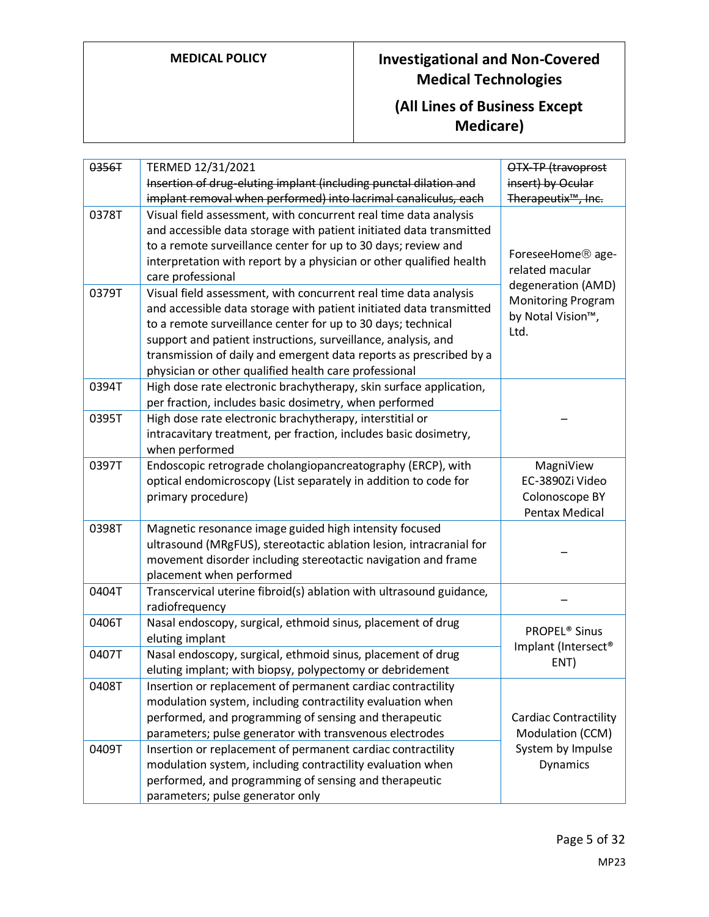| | | |
|---|---|---|
| ~~0356T~~ | TERMED 12/31/2021<br>~~Insertion of drug-eluting implant (including punctal dilation and implant removal when performed) into lacrimal canaliculus, each~~ | ~~OTX-TP (travoprost insert) by Ocular Therapeutix™, Inc.~~ |
| 0378T | Visual field assessment, with concurrent real time data analysis and accessible data storage with patient initiated data transmitted to a remote surveillance center for up to 30 days; review and interpretation with report by a physician or other qualified health care professional | ForeseeHome® age-related macular degeneration (AMD) Monitoring Program by Notal Vision™, Ltd. |
| 0379T | Visual field assessment, with concurrent real time data analysis and accessible data storage with patient initiated data transmitted to a remote surveillance center for up to 30 days; technical support and patient instructions, surveillance, analysis, and transmission of daily and emergent data reports as prescribed by a physician or other qualified health care professional | |
| 0394T | High dose rate electronic brachytherapy, skin surface application, per fraction, includes basic dosimetry, when performed | – |
| 0395T | High dose rate electronic brachytherapy, interstitial or intracavitary treatment, per fraction, includes basic dosimetry, when performed | |
| 0397T | Endoscopic retrograde cholangiopancreatography (ERCP), with optical endomicroscopy (List separately in addition to code for primary procedure) | MagniView EC-3890Zi Video Colonoscope BY Pentax Medical |
| 0398T | Magnetic resonance image guided high intensity focused ultrasound (MRgFUS), stereotactic ablation lesion, intracranial for movement disorder including stereotactic navigation and frame placement when performed | – |
| 0404T | Transcervical uterine fibroid(s) ablation with ultrasound guidance, radiofrequency | – |
| 0406T | Nasal endoscopy, surgical, ethmoid sinus, placement of drug eluting implant | PROPEL® Sinus Implant (Intersect® ENT) |
| 0407T | Nasal endoscopy, surgical, ethmoid sinus, placement of drug eluting implant; with biopsy, polypectomy or debridement | |
| 0408T | Insertion or replacement of permanent cardiac contractility modulation system, including contractility evaluation when performed, and programming of sensing and therapeutic parameters; pulse generator with transvenous electrodes | Cardiac Contractility Modulation (CCM) System by Impulse Dynamics |
| 0409T | Insertion or replacement of permanent cardiac contractility modulation system, including contractility evaluation when performed, and programming of sensing and therapeutic parameters; pulse generator only | |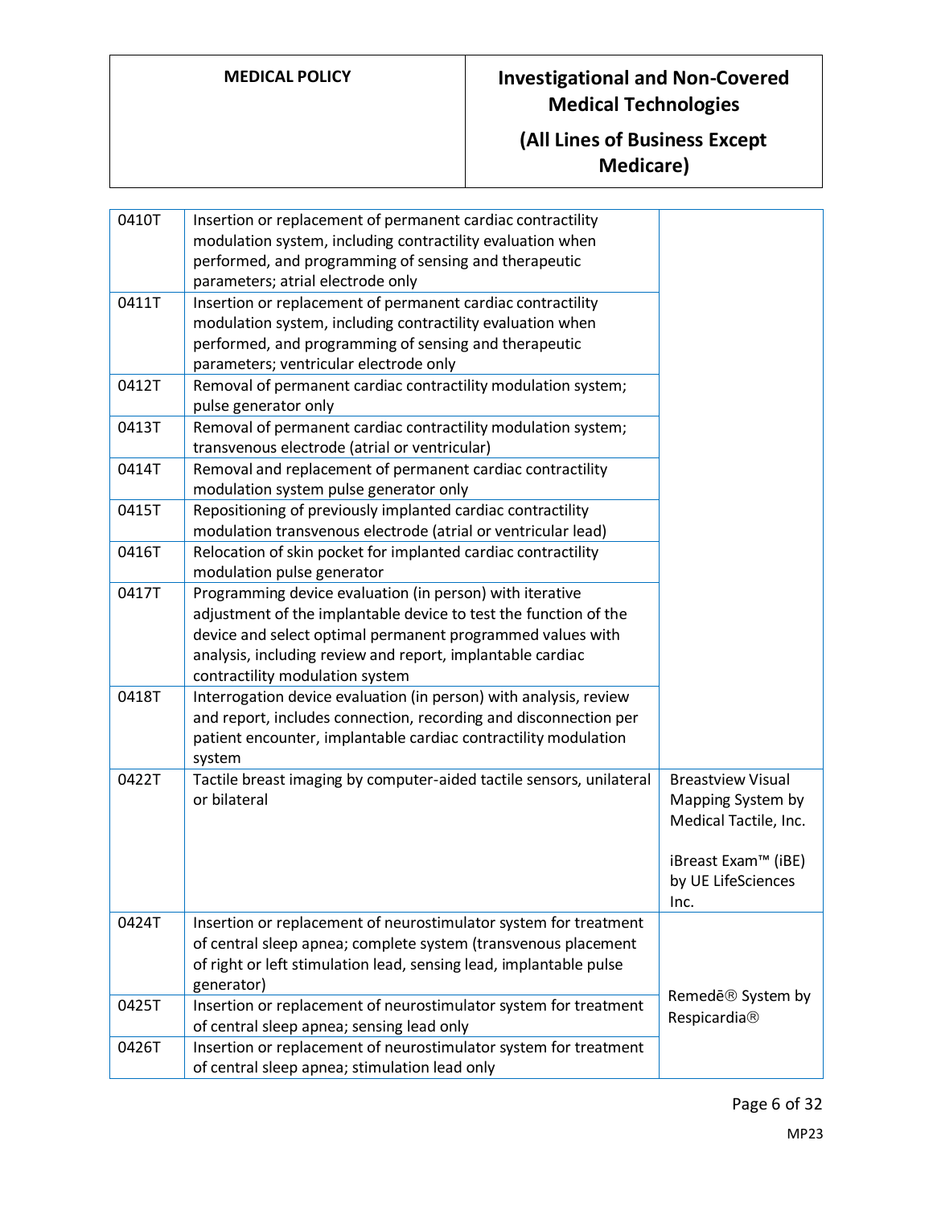| | | |
|---|---|---|
| 0410T | Insertion or replacement of permanent cardiac contractility modulation system, including contractility evaluation when performed, and programming of sensing and therapeutic parameters; atrial electrode only | |
| 0411T | Insertion or replacement of permanent cardiac contractility modulation system, including contractility evaluation when performed, and programming of sensing and therapeutic parameters; ventricular electrode only | |
| 0412T | Removal of permanent cardiac contractility modulation system; pulse generator only | |
| 0413T | Removal of permanent cardiac contractility modulation system; transvenous electrode (atrial or ventricular) | |
| 0414T | Removal and replacement of permanent cardiac contractility modulation system pulse generator only | |
| 0415T | Repositioning of previously implanted cardiac contractility modulation transvenous electrode (atrial or ventricular lead) | |
| 0416T | Relocation of skin pocket for implanted cardiac contractility modulation pulse generator | |
| 0417T | Programming device evaluation (in person) with iterative adjustment of the implantable device to test the function of the device and select optimal permanent programmed values with analysis, including review and report, implantable cardiac contractility modulation system | |
| 0418T | Interrogation device evaluation (in person) with analysis, review and report, includes connection, recording and disconnection per patient encounter, implantable cardiac contractility modulation system | |
| 0422T | Tactile breast imaging by computer-aided tactile sensors, unilateral or bilateral | Breastview Visual Mapping System by Medical Tactile, Inc.<br><br>iBreast Exam™ (iBE) by UE LifeSciences Inc. |
| 0424T | Insertion or replacement of neurostimulator system for treatment of central sleep apnea; complete system (transvenous placement of right or left stimulation lead, sensing lead, implantable pulse generator) | Remedē® System by Respicardia® |
| 0425T | Insertion or replacement of neurostimulator system for treatment of central sleep apnea; sensing lead only | |
| 0426T | Insertion or replacement of neurostimulator system for treatment of central sleep apnea; stimulation lead only | |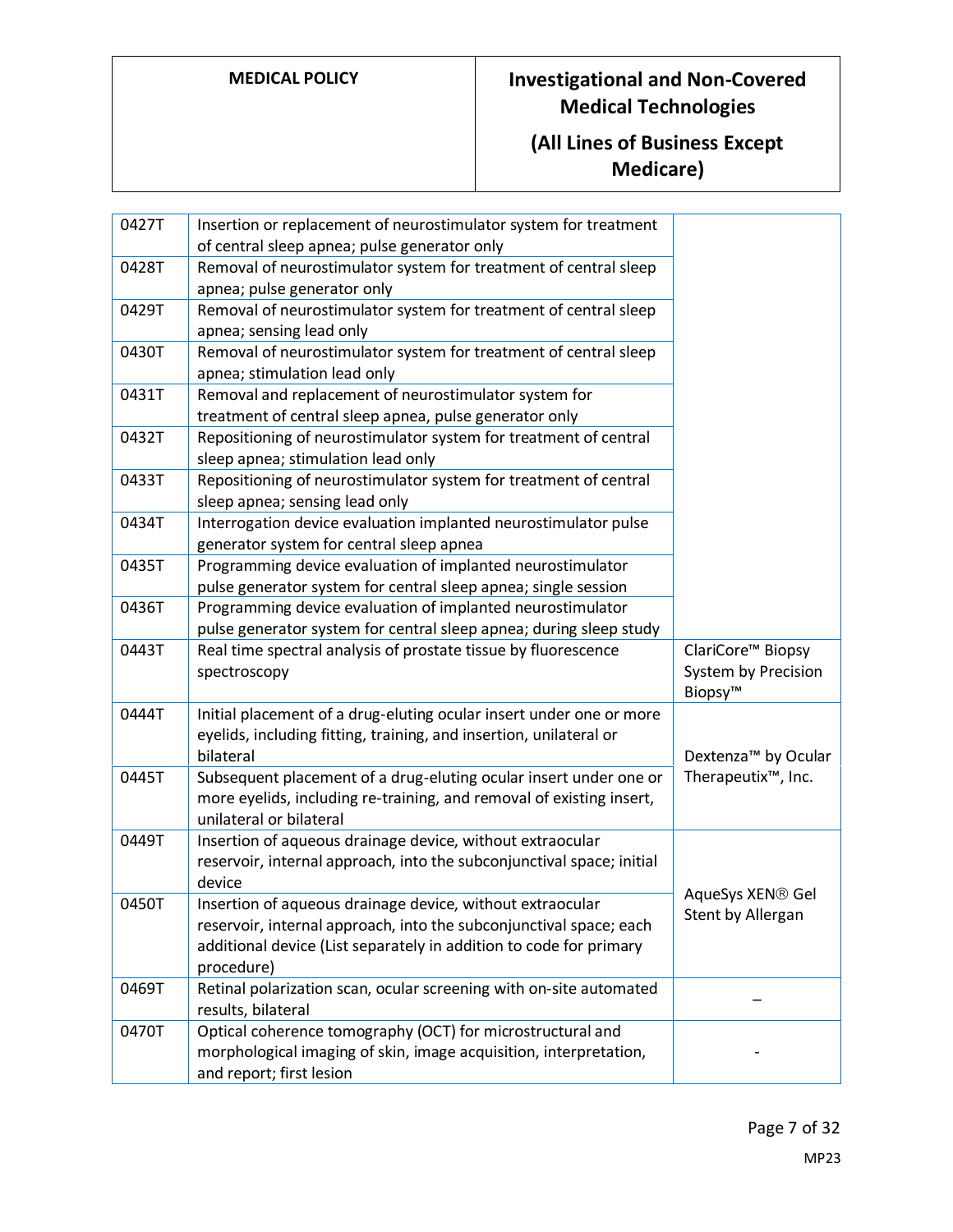| | | |
|---|---|---|
| 0427T | Insertion or replacement of neurostimulator system for treatment of central sleep apnea; pulse generator only | |
| 0428T | Removal of neurostimulator system for treatment of central sleep apnea; pulse generator only | |
| 0429T | Removal of neurostimulator system for treatment of central sleep apnea; sensing lead only | |
| 0430T | Removal of neurostimulator system for treatment of central sleep apnea; stimulation lead only | |
| 0431T | Removal and replacement of neurostimulator system for treatment of central sleep apnea, pulse generator only | |
| 0432T | Repositioning of neurostimulator system for treatment of central sleep apnea; stimulation lead only | |
| 0433T | Repositioning of neurostimulator system for treatment of central sleep apnea; sensing lead only | |
| 0434T | Interrogation device evaluation implanted neurostimulator pulse generator system for central sleep apnea | |
| 0435T | Programming device evaluation of implanted neurostimulator pulse generator system for central sleep apnea; single session | |
| 0436T | Programming device evaluation of implanted neurostimulator pulse generator system for central sleep apnea; during sleep study | |
| 0443T | Real time spectral analysis of prostate tissue by fluorescence spectroscopy | ClariCore™ Biopsy System by Precision Biopsy™ |
| 0444T | Initial placement of a drug-eluting ocular insert under one or more eyelids, including fitting, training, and insertion, unilateral or bilateral | Dextenza™ by Ocular Therapeutix™, Inc. |
| 0445T | Subsequent placement of a drug-eluting ocular insert under one or more eyelids, including re-training, and removal of existing insert, unilateral or bilateral | |
| 0449T | Insertion of aqueous drainage device, without extraocular reservoir, internal approach, into the subconjunctival space; initial device | AqueSys XEN® Gel Stent by Allergan |
| 0450T | Insertion of aqueous drainage device, without extraocular reservoir, internal approach, into the subconjunctival space; each additional device (List separately in addition to code for primary procedure) | |
| 0469T | Retinal polarization scan, ocular screening with on-site automated results, bilateral | – |
| 0470T | Optical coherence tomography (OCT) for microstructural and morphological imaging of skin, image acquisition, interpretation, and report; first lesion | - |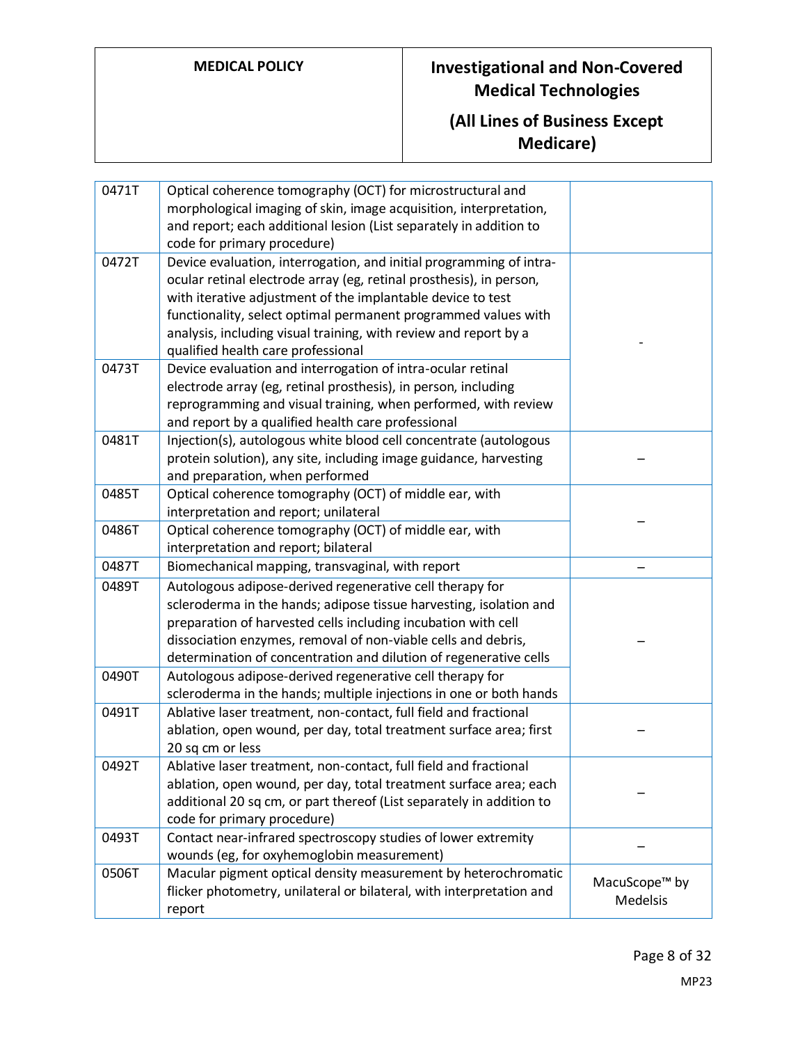| | | |
|---|---|---|
| 0471T | Optical coherence tomography (OCT) for microstructural and morphological imaging of skin, image acquisition, interpretation, and report; each additional lesion (List separately in addition to code for primary procedure) | |
| 0472T | Device evaluation, interrogation, and initial programming of intra-ocular retinal electrode array (eg, retinal prosthesis), in person, with iterative adjustment of the implantable device to test functionality, select optimal permanent programmed values with analysis, including visual training, with review and report by a qualified health care professional | - |
| 0473T | Device evaluation and interrogation of intra-ocular retinal electrode array (eg, retinal prosthesis), in person, including reprogramming and visual training, when performed, with review and report by a qualified health care professional | |
| 0481T | Injection(s), autologous white blood cell concentrate (autologous protein solution), any site, including image guidance, harvesting and preparation, when performed | – |
| 0485T | Optical coherence tomography (OCT) of middle ear, with interpretation and report; unilateral | – |
| 0486T | Optical coherence tomography (OCT) of middle ear, with interpretation and report; bilateral | |
| 0487T | Biomechanical mapping, transvaginal, with report | – |
| 0489T | Autologous adipose-derived regenerative cell therapy for scleroderma in the hands; adipose tissue harvesting, isolation and preparation of harvested cells including incubation with cell dissociation enzymes, removal of non-viable cells and debris, determination of concentration and dilution of regenerative cells | – |
| 0490T | Autologous adipose-derived regenerative cell therapy for scleroderma in the hands; multiple injections in one or both hands | |
| 0491T | Ablative laser treatment, non-contact, full field and fractional ablation, open wound, per day, total treatment surface area; first 20 sq cm or less | – |
| 0492T | Ablative laser treatment, non-contact, full field and fractional ablation, open wound, per day, total treatment surface area; each additional 20 sq cm, or part thereof (List separately in addition to code for primary procedure) | – |
| 0493T | Contact near-infrared spectroscopy studies of lower extremity wounds (eg, for oxyhemoglobin measurement) | – |
| 0506T | Macular pigment optical density measurement by heterochromatic flicker photometry, unilateral or bilateral, with interpretation and report | MacuScope™ by Medelsis |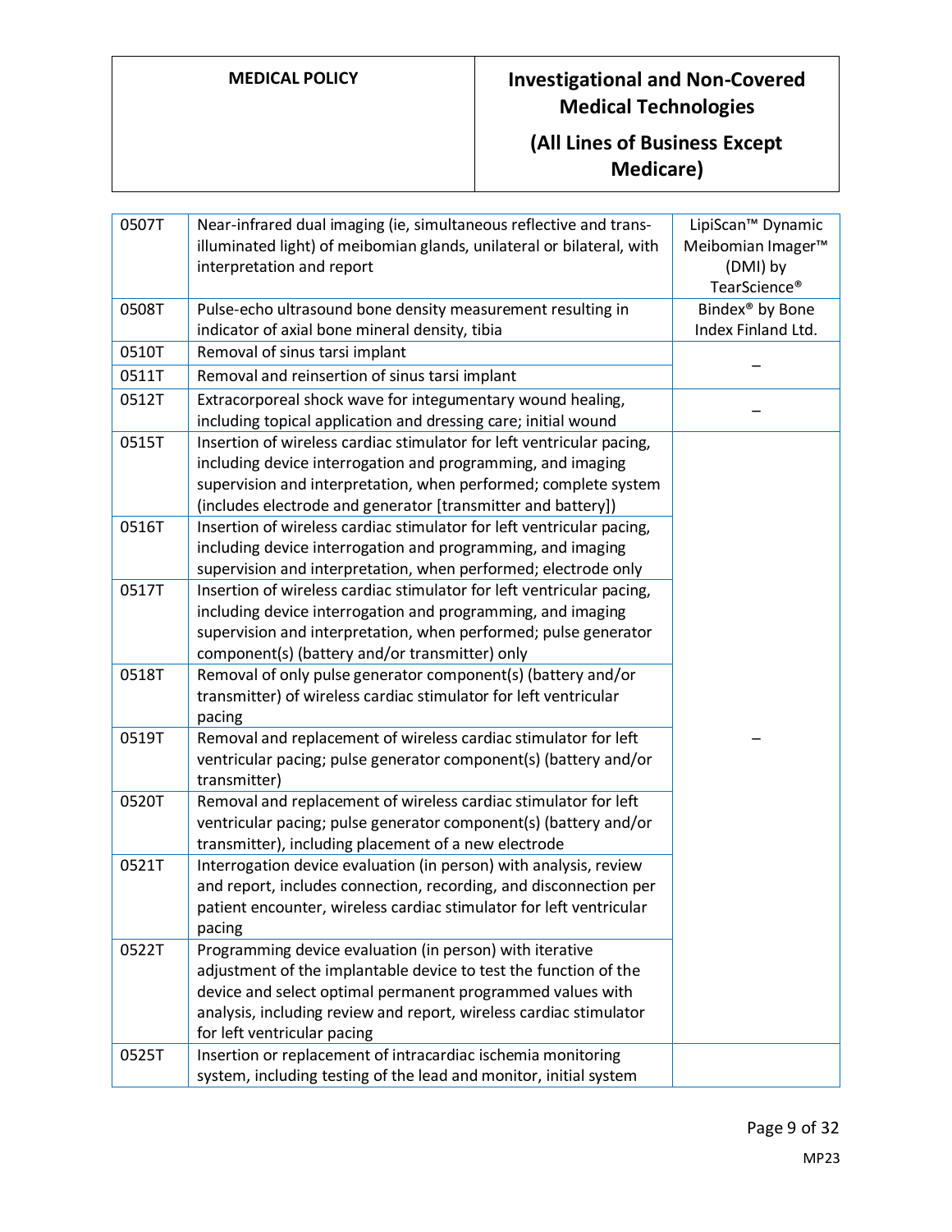| | | |
|---|---|---|
| 0507T | Near-infrared dual imaging (ie, simultaneous reflective and trans-illuminated light) of meibomian glands, unilateral or bilateral, with interpretation and report | LipiScan™ Dynamic Meibomian Imager™ (DMI) by TearScience® |
| 0508T | Pulse-echo ultrasound bone density measurement resulting in indicator of axial bone mineral density, tibia | Bindex® by Bone Index Finland Ltd. |
| 0510T | Removal of sinus tarsi implant | – |
| 0511T | Removal and reinsertion of sinus tarsi implant | |
| 0512T | Extracorporeal shock wave for integumentary wound healing, including topical application and dressing care; initial wound | – |
| 0515T | Insertion of wireless cardiac stimulator for left ventricular pacing, including device interrogation and programming, and imaging supervision and interpretation, when performed; complete system (includes electrode and generator [transmitter and battery]) | – |
| 0516T | Insertion of wireless cardiac stimulator for left ventricular pacing, including device interrogation and programming, and imaging supervision and interpretation, when performed; electrode only | |
| 0517T | Insertion of wireless cardiac stimulator for left ventricular pacing, including device interrogation and programming, and imaging supervision and interpretation, when performed; pulse generator component(s) (battery and/or transmitter) only | |
| 0518T | Removal of only pulse generator component(s) (battery and/or transmitter) of wireless cardiac stimulator for left ventricular pacing | |
| 0519T | Removal and replacement of wireless cardiac stimulator for left ventricular pacing; pulse generator component(s) (battery and/or transmitter) | |
| 0520T | Removal and replacement of wireless cardiac stimulator for left ventricular pacing; pulse generator component(s) (battery and/or transmitter), including placement of a new electrode | |
| 0521T | Interrogation device evaluation (in person) with analysis, review and report, includes connection, recording, and disconnection per patient encounter, wireless cardiac stimulator for left ventricular pacing | |
| 0522T | Programming device evaluation (in person) with iterative adjustment of the implantable device to test the function of the device and select optimal permanent programmed values with analysis, including review and report, wireless cardiac stimulator for left ventricular pacing | |
| 0525T | Insertion or replacement of intracardiac ischemia monitoring system, including testing of the lead and monitor, initial system | |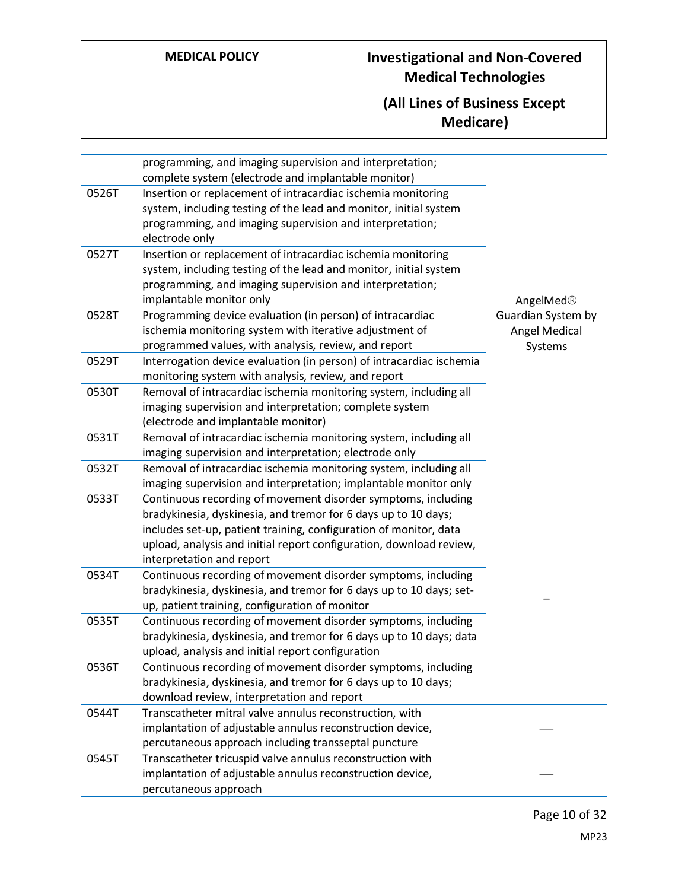| | | |
|---|---|---|
| | programming, and imaging supervision and interpretation; complete system (electrode and implantable monitor) | AngelMed® Guardian System by Angel Medical Systems |
| 0526T | Insertion or replacement of intracardiac ischemia monitoring system, including testing of the lead and monitor, initial system programming, and imaging supervision and interpretation; electrode only | |
| 0527T | Insertion or replacement of intracardiac ischemia monitoring system, including testing of the lead and monitor, initial system programming, and imaging supervision and interpretation; implantable monitor only | |
| 0528T | Programming device evaluation (in person) of intracardiac ischemia monitoring system with iterative adjustment of programmed values, with analysis, review, and report | |
| 0529T | Interrogation device evaluation (in person) of intracardiac ischemia monitoring system with analysis, review, and report | |
| 0530T | Removal of intracardiac ischemia monitoring system, including all imaging supervision and interpretation; complete system (electrode and implantable monitor) | |
| 0531T | Removal of intracardiac ischemia monitoring system, including all imaging supervision and interpretation; electrode only | |
| 0532T | Removal of intracardiac ischemia monitoring system, including all imaging supervision and interpretation; implantable monitor only | |
| 0533T | Continuous recording of movement disorder symptoms, including bradykinesia, dyskinesia, and tremor for 6 days up to 10 days; includes set-up, patient training, configuration of monitor, data upload, analysis and initial report configuration, download review, interpretation and report | – |
| 0534T | Continuous recording of movement disorder symptoms, including bradykinesia, dyskinesia, and tremor for 6 days up to 10 days; set-up, patient training, configuration of monitor | |
| 0535T | Continuous recording of movement disorder symptoms, including bradykinesia, dyskinesia, and tremor for 6 days up to 10 days; data upload, analysis and initial report configuration | |
| 0536T | Continuous recording of movement disorder symptoms, including bradykinesia, dyskinesia, and tremor for 6 days up to 10 days; download review, interpretation and report | |
| 0544T | Transcatheter mitral valve annulus reconstruction, with implantation of adjustable annulus reconstruction device, percutaneous approach including transseptal puncture | — |
| 0545T | Transcatheter tricuspid valve annulus reconstruction with implantation of adjustable annulus reconstruction device, percutaneous approach | — |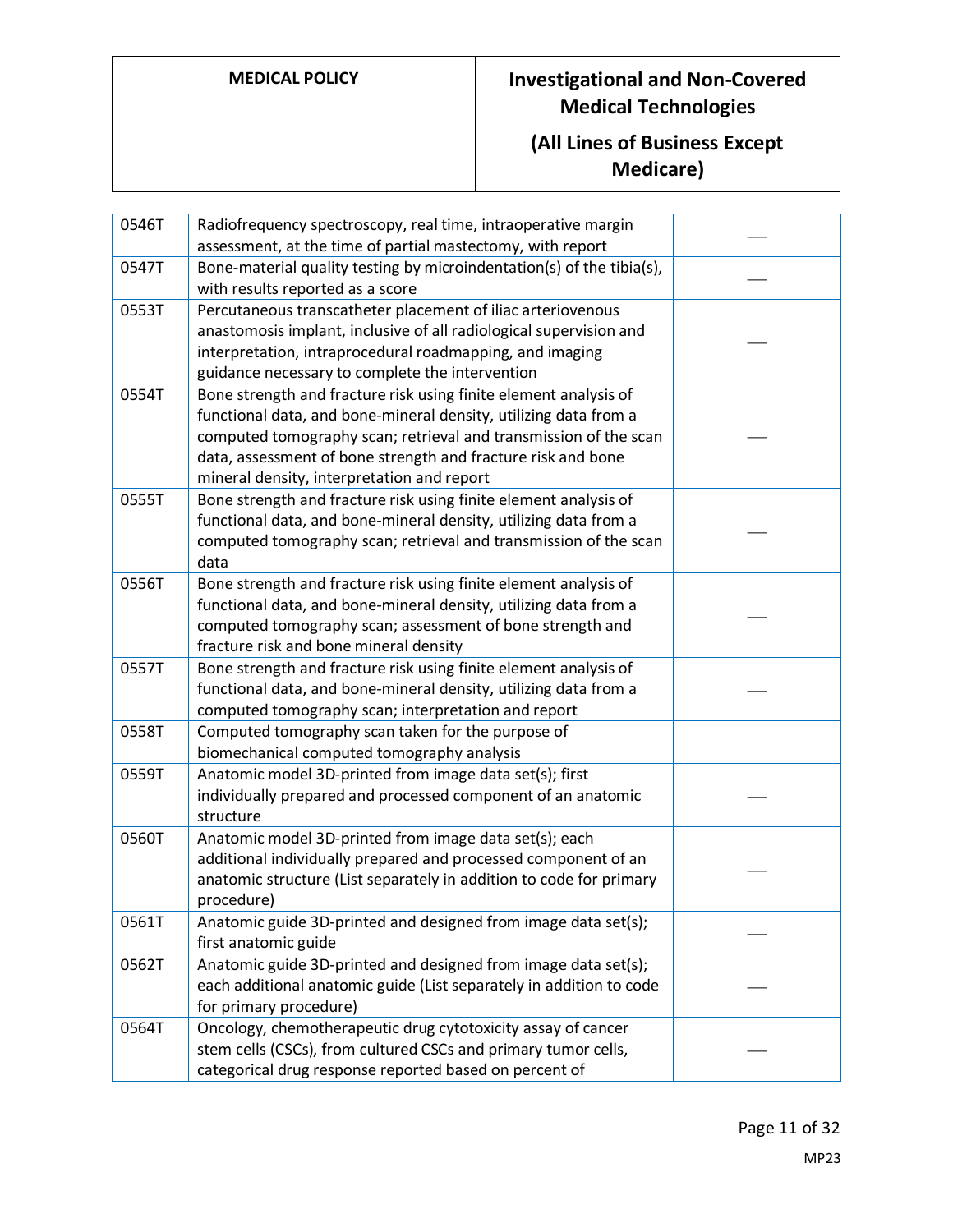| 0546T | Radiofrequency spectroscopy, real time, intraoperative margin assessment, at the time of partial mastectomy, with report | — |
|---|---|---|
| 0547T | Bone-material quality testing by microindentation(s) of the tibia(s), with results reported as a score | — |
| 0553T | Percutaneous transcatheter placement of iliac arteriovenous anastomosis implant, inclusive of all radiological supervision and interpretation, intraprocedural roadmapping, and imaging guidance necessary to complete the intervention | — |
| 0554T | Bone strength and fracture risk using finite element analysis of functional data, and bone-mineral density, utilizing data from a computed tomography scan; retrieval and transmission of the scan data, assessment of bone strength and fracture risk and bone mineral density, interpretation and report | — |
| 0555T | Bone strength and fracture risk using finite element analysis of functional data, and bone-mineral density, utilizing data from a computed tomography scan; retrieval and transmission of the scan data | — |
| 0556T | Bone strength and fracture risk using finite element analysis of functional data, and bone-mineral density, utilizing data from a computed tomography scan; assessment of bone strength and fracture risk and bone mineral density | — |
| 0557T | Bone strength and fracture risk using finite element analysis of functional data, and bone-mineral density, utilizing data from a computed tomography scan; interpretation and report | — |
| 0558T | Computed tomography scan taken for the purpose of biomechanical computed tomography analysis | |
| 0559T | Anatomic model 3D-printed from image data set(s); first individually prepared and processed component of an anatomic structure | — |
| 0560T | Anatomic model 3D-printed from image data set(s); each additional individually prepared and processed component of an anatomic structure (List separately in addition to code for primary procedure) | — |
| 0561T | Anatomic guide 3D-printed and designed from image data set(s); first anatomic guide | — |
| 0562T | Anatomic guide 3D-printed and designed from image data set(s); each additional anatomic guide (List separately in addition to code for primary procedure) | — |
| 0564T | Oncology, chemotherapeutic drug cytotoxicity assay of cancer stem cells (CSCs), from cultured CSCs and primary tumor cells, categorical drug response reported based on percent of | — |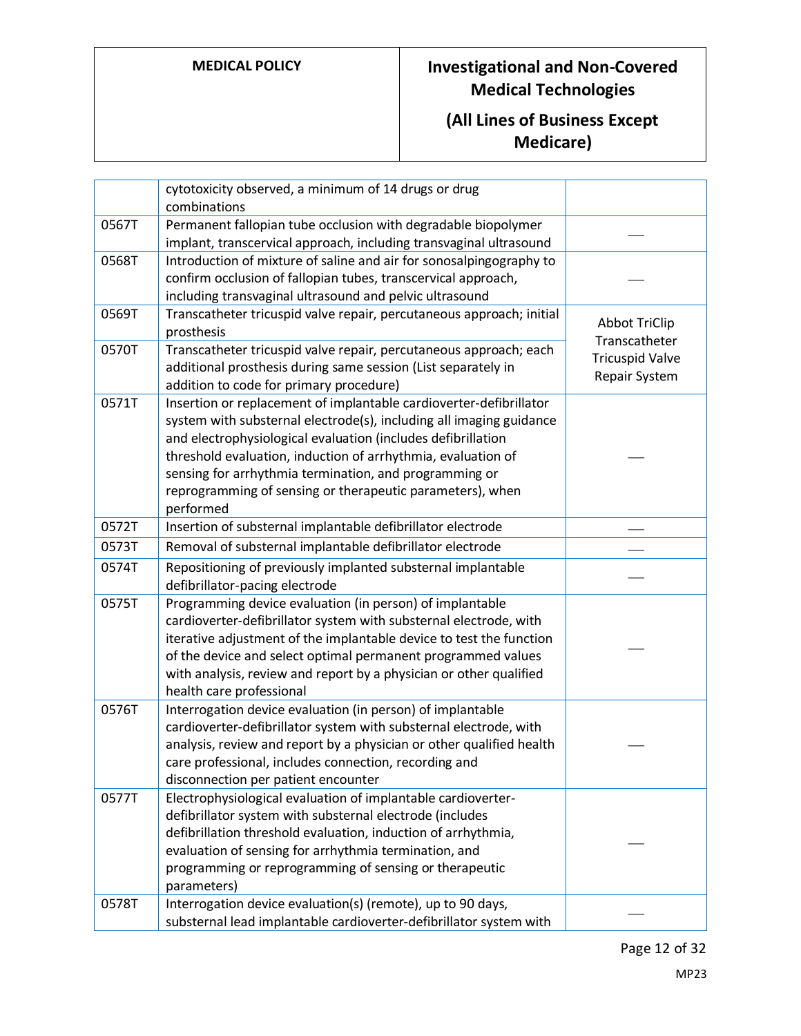| | | |
|---|---|---|
| | cytotoxicity observed, a minimum of 14 drugs or drug combinations | |
| 0567T | Permanent fallopian tube occlusion with degradable biopolymer implant, transcervical approach, including transvaginal ultrasound | ___ |
| 0568T | Introduction of mixture of saline and air for sonosalpingography to confirm occlusion of fallopian tubes, transcervical approach, including transvaginal ultrasound and pelvic ultrasound | ___ |
| 0569T | Transcatheter tricuspid valve repair, percutaneous approach; initial prosthesis | Abbot TriClip Transcatheter Tricuspid Valve Repair System |
| 0570T | Transcatheter tricuspid valve repair, percutaneous approach; each additional prosthesis during same session (List separately in addition to code for primary procedure) | |
| 0571T | Insertion or replacement of implantable cardioverter-defibrillator system with substernal electrode(s), including all imaging guidance and electrophysiological evaluation (includes defibrillation threshold evaluation, induction of arrhythmia, evaluation of sensing for arrhythmia termination, and programming or reprogramming of sensing or therapeutic parameters), when performed | ___ |
| 0572T | Insertion of substernal implantable defibrillator electrode | ___ |
| 0573T | Removal of substernal implantable defibrillator electrode | ___ |
| 0574T | Repositioning of previously implanted substernal implantable defibrillator-pacing electrode | ___ |
| 0575T | Programming device evaluation (in person) of implantable cardioverter-defibrillator system with substernal electrode, with iterative adjustment of the implantable device to test the function of the device and select optimal permanent programmed values with analysis, review and report by a physician or other qualified health care professional | ___ |
| 0576T | Interrogation device evaluation (in person) of implantable cardioverter-defibrillator system with substernal electrode, with analysis, review and report by a physician or other qualified health care professional, includes connection, recording and disconnection per patient encounter | ___ |
| 0577T | Electrophysiological evaluation of implantable cardioverter-defibrillator system with substernal electrode (includes defibrillation threshold evaluation, induction of arrhythmia, evaluation of sensing for arrhythmia termination, and programming or reprogramming of sensing or therapeutic parameters) | ___ |
| 0578T | Interrogation device evaluation(s) (remote), up to 90 days, substernal lead implantable cardioverter-defibrillator system with | ___ |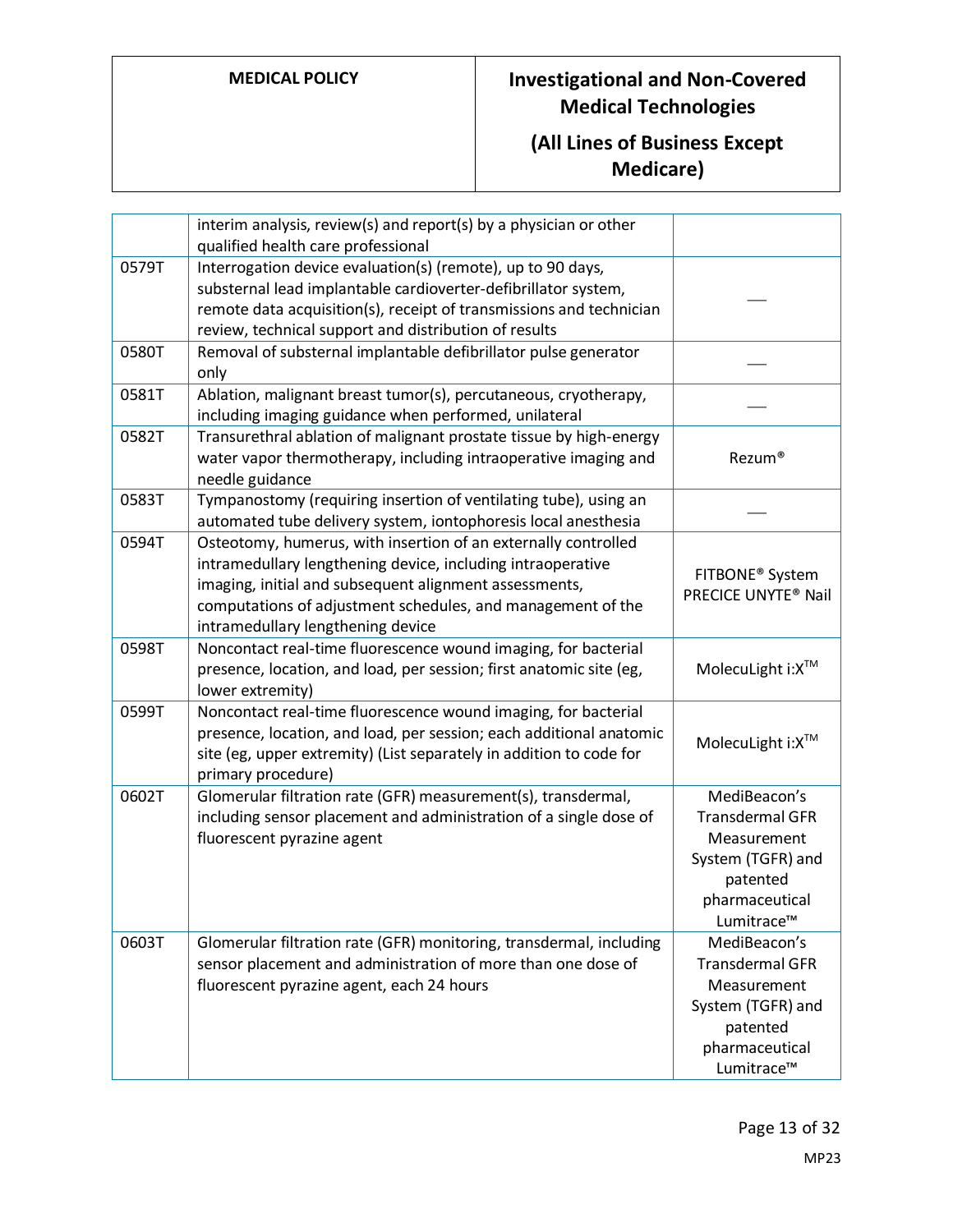| | | |
|---|---|---|
| | interim analysis, review(s) and report(s) by a physician or other qualified health care professional | |
| 0579T | Interrogation device evaluation(s) (remote), up to 90 days, substernal lead implantable cardioverter-defibrillator system, remote data acquisition(s), receipt of transmissions and technician review, technical support and distribution of results | — |
| 0580T | Removal of substernal implantable defibrillator pulse generator only | — |
| 0581T | Ablation, malignant breast tumor(s), percutaneous, cryotherapy, including imaging guidance when performed, unilateral | — |
| 0582T | Transurethral ablation of malignant prostate tissue by high-energy water vapor thermotherapy, including intraoperative imaging and needle guidance | Rezum® |
| 0583T | Tympanostomy (requiring insertion of ventilating tube), using an automated tube delivery system, iontophoresis local anesthesia | — |
| 0594T | Osteotomy, humerus, with insertion of an externally controlled intramedullary lengthening device, including intraoperative imaging, initial and subsequent alignment assessments, computations of adjustment schedules, and management of the intramedullary lengthening device | FITBONE® System PRECICE UNYTE® Nail |
| 0598T | Noncontact real-time fluorescence wound imaging, for bacterial presence, location, and load, per session; first anatomic site (eg, lower extremity) | MolecuLight i:X™ |
| 0599T | Noncontact real-time fluorescence wound imaging, for bacterial presence, location, and load, per session; each additional anatomic site (eg, upper extremity) (List separately in addition to code for primary procedure) | MolecuLight i:X™ |
| 0602T | Glomerular filtration rate (GFR) measurement(s), transdermal, including sensor placement and administration of a single dose of fluorescent pyrazine agent | MediBeacon's Transdermal GFR Measurement System (TGFR) and patented pharmaceutical Lumitrace™ |
| 0603T | Glomerular filtration rate (GFR) monitoring, transdermal, including sensor placement and administration of more than one dose of fluorescent pyrazine agent, each 24 hours | MediBeacon's Transdermal GFR Measurement System (TGFR) and patented pharmaceutical Lumitrace™ |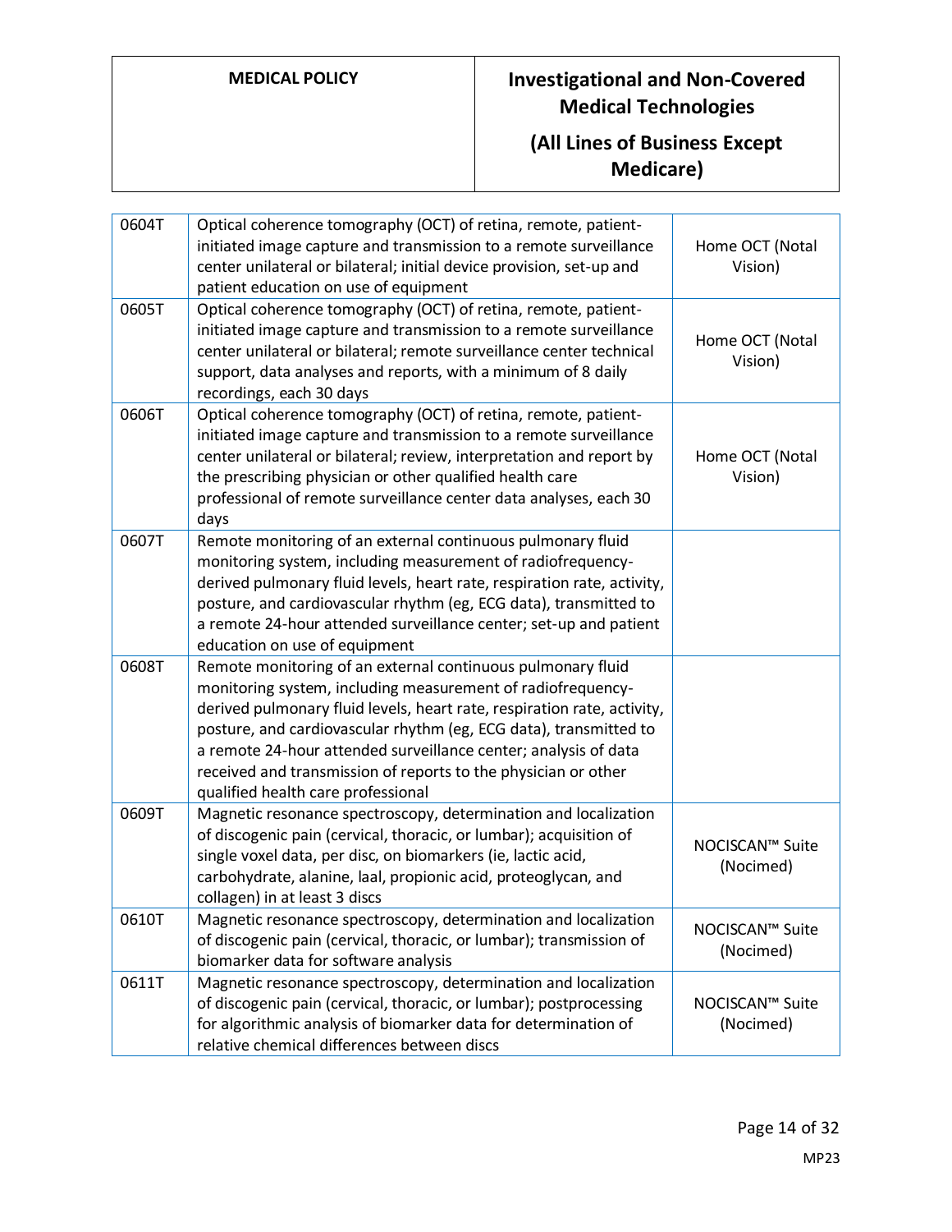| | | |
|---|---|---|
| 0604T | Optical coherence tomography (OCT) of retina, remote, patient-initiated image capture and transmission to a remote surveillance center unilateral or bilateral; initial device provision, set-up and patient education on use of equipment | Home OCT (Notal Vision) |
| 0605T | Optical coherence tomography (OCT) of retina, remote, patient-initiated image capture and transmission to a remote surveillance center unilateral or bilateral; remote surveillance center technical support, data analyses and reports, with a minimum of 8 daily recordings, each 30 days | Home OCT (Notal Vision) |
| 0606T | Optical coherence tomography (OCT) of retina, remote, patient-initiated image capture and transmission to a remote surveillance center unilateral or bilateral; review, interpretation and report by the prescribing physician or other qualified health care professional of remote surveillance center data analyses, each 30 days | Home OCT (Notal Vision) |
| 0607T | Remote monitoring of an external continuous pulmonary fluid monitoring system, including measurement of radiofrequency-derived pulmonary fluid levels, heart rate, respiration rate, activity, posture, and cardiovascular rhythm (eg, ECG data), transmitted to a remote 24-hour attended surveillance center; set-up and patient education on use of equipment | |
| 0608T | Remote monitoring of an external continuous pulmonary fluid monitoring system, including measurement of radiofrequency-derived pulmonary fluid levels, heart rate, respiration rate, activity, posture, and cardiovascular rhythm (eg, ECG data), transmitted to a remote 24-hour attended surveillance center; analysis of data received and transmission of reports to the physician or other qualified health care professional | |
| 0609T | Magnetic resonance spectroscopy, determination and localization of discogenic pain (cervical, thoracic, or lumbar); acquisition of single voxel data, per disc, on biomarkers (ie, lactic acid, carbohydrate, alanine, laal, propionic acid, proteoglycan, and collagen) in at least 3 discs | NOCISCAN™ Suite (Nocimed) |
| 0610T | Magnetic resonance spectroscopy, determination and localization of discogenic pain (cervical, thoracic, or lumbar); transmission of biomarker data for software analysis | NOCISCAN™ Suite (Nocimed) |
| 0611T | Magnetic resonance spectroscopy, determination and localization of discogenic pain (cervical, thoracic, or lumbar); postprocessing for algorithmic analysis of biomarker data for determination of relative chemical differences between discs | NOCISCAN™ Suite (Nocimed) |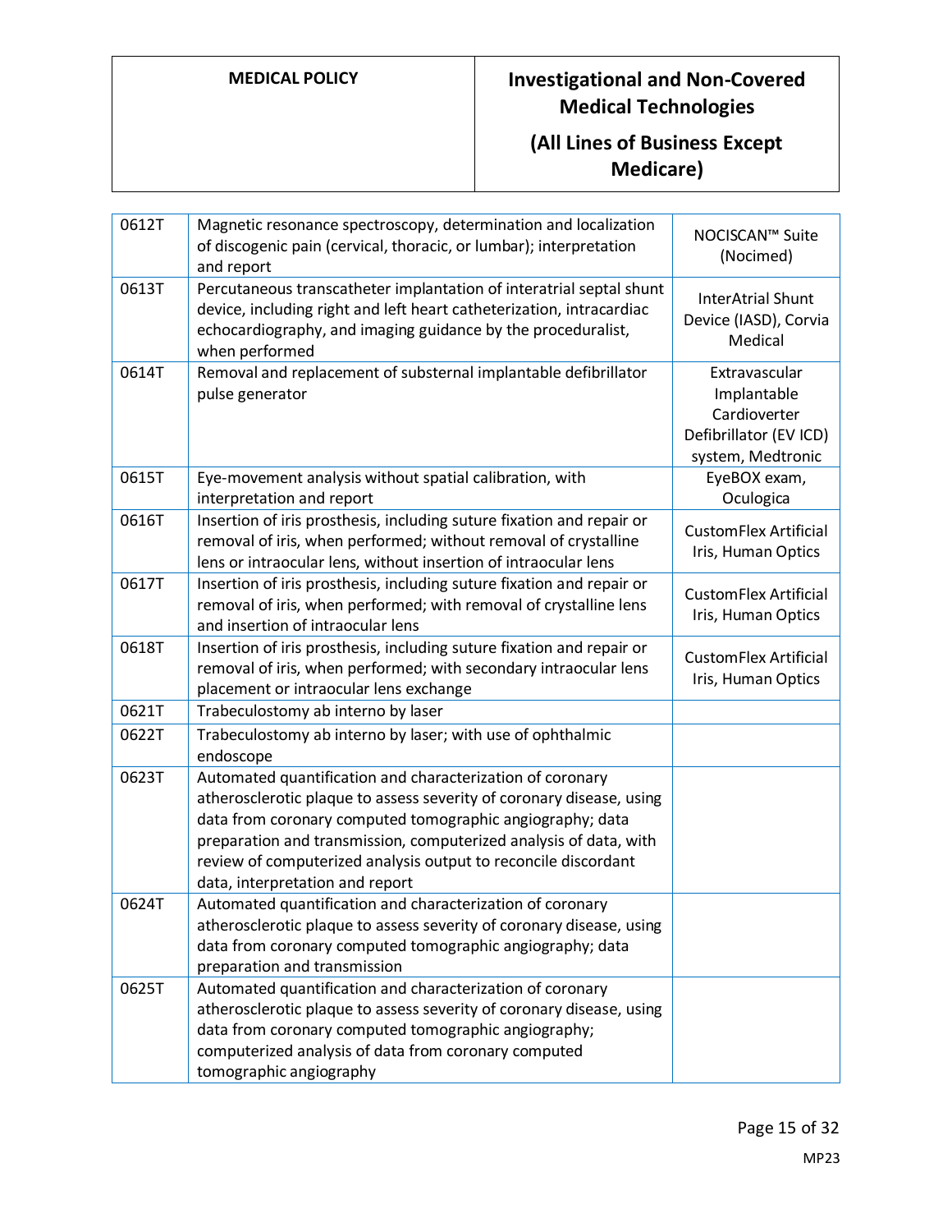| 0612T | Magnetic resonance spectroscopy, determination and localization of discogenic pain (cervical, thoracic, or lumbar); interpretation and report | NOCISCAN™ Suite (Nocimed) |
|---|---|---|
| 0613T | Percutaneous transcatheter implantation of interatrial septal shunt device, including right and left heart catheterization, intracardiac echocardiography, and imaging guidance by the proceduralist, when performed | InterAtrial Shunt Device (IASD), Corvia Medical |
| 0614T | Removal and replacement of substernal implantable defibrillator pulse generator | Extravascular Implantable Cardioverter Defibrillator (EV ICD) system, Medtronic |
| 0615T | Eye-movement analysis without spatial calibration, with interpretation and report | EyeBOX exam, Oculogica |
| 0616T | Insertion of iris prosthesis, including suture fixation and repair or removal of iris, when performed; without removal of crystalline lens or intraocular lens, without insertion of intraocular lens | CustomFlex Artificial Iris, Human Optics |
| 0617T | Insertion of iris prosthesis, including suture fixation and repair or removal of iris, when performed; with removal of crystalline lens and insertion of intraocular lens | CustomFlex Artificial Iris, Human Optics |
| 0618T | Insertion of iris prosthesis, including suture fixation and repair or removal of iris, when performed; with secondary intraocular lens placement or intraocular lens exchange | CustomFlex Artificial Iris, Human Optics |
| 0621T | Trabeculostomy ab interno by laser | |
| 0622T | Trabeculostomy ab interno by laser; with use of ophthalmic endoscope | |
| 0623T | Automated quantification and characterization of coronary atherosclerotic plaque to assess severity of coronary disease, using data from coronary computed tomographic angiography; data preparation and transmission, computerized analysis of data, with review of computerized analysis output to reconcile discordant data, interpretation and report | |
| 0624T | Automated quantification and characterization of coronary atherosclerotic plaque to assess severity of coronary disease, using data from coronary computed tomographic angiography; data preparation and transmission | |
| 0625T | Automated quantification and characterization of coronary atherosclerotic plaque to assess severity of coronary disease, using data from coronary computed tomographic angiography; computerized analysis of data from coronary computed tomographic angiography | |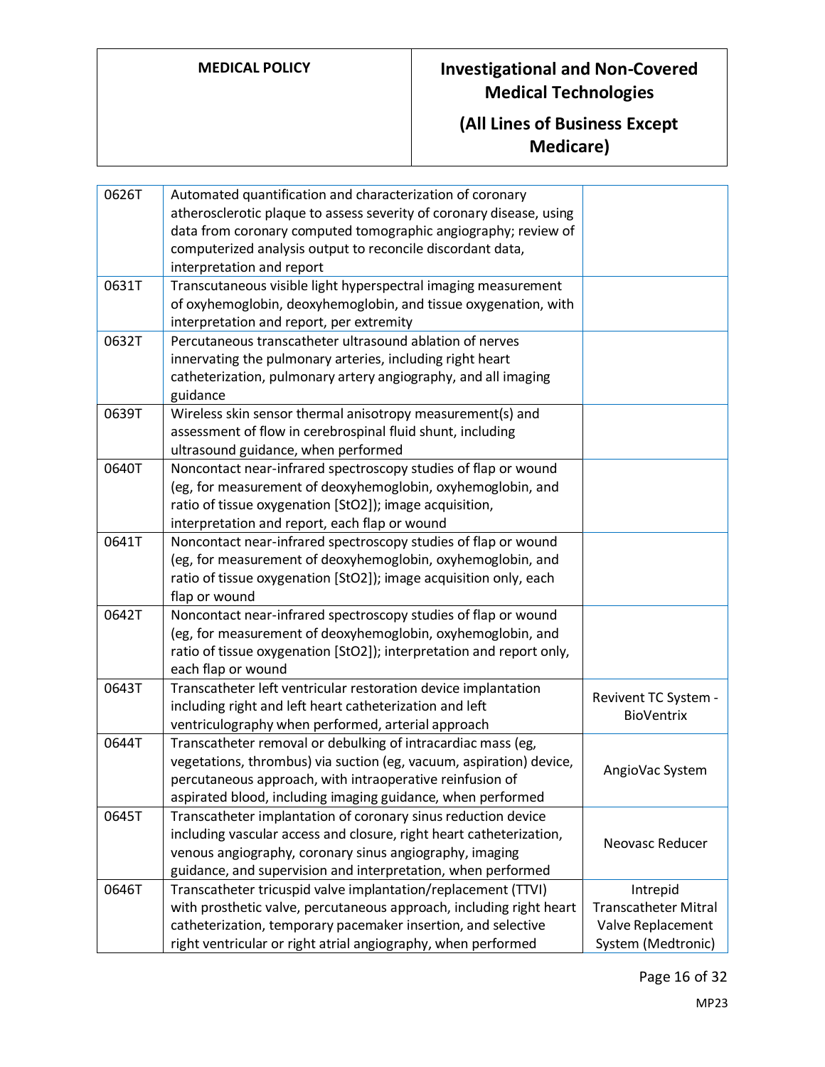| | | |
|---|---|---|
| 0626T | Automated quantification and characterization of coronary atherosclerotic plaque to assess severity of coronary disease, using data from coronary computed tomographic angiography; review of computerized analysis output to reconcile discordant data, interpretation and report | |
| 0631T | Transcutaneous visible light hyperspectral imaging measurement of oxyhemoglobin, deoxyhemoglobin, and tissue oxygenation, with interpretation and report, per extremity | |
| 0632T | Percutaneous transcatheter ultrasound ablation of nerves innervating the pulmonary arteries, including right heart catheterization, pulmonary artery angiography, and all imaging guidance | |
| 0639T | Wireless skin sensor thermal anisotropy measurement(s) and assessment of flow in cerebrospinal fluid shunt, including ultrasound guidance, when performed | |
| 0640T | Noncontact near-infrared spectroscopy studies of flap or wound (eg, for measurement of deoxyhemoglobin, oxyhemoglobin, and ratio of tissue oxygenation [StO2]); image acquisition, interpretation and report, each flap or wound | |
| 0641T | Noncontact near-infrared spectroscopy studies of flap or wound (eg, for measurement of deoxyhemoglobin, oxyhemoglobin, and ratio of tissue oxygenation [StO2]); image acquisition only, each flap or wound | |
| 0642T | Noncontact near-infrared spectroscopy studies of flap or wound (eg, for measurement of deoxyhemoglobin, oxyhemoglobin, and ratio of tissue oxygenation [StO2]); interpretation and report only, each flap or wound | |
| 0643T | Transcatheter left ventricular restoration device implantation including right and left heart catheterization and left ventriculography when performed, arterial approach | Revivent TC System - BioVentrix |
| 0644T | Transcatheter removal or debulking of intracardiac mass (eg, vegetations, thrombus) via suction (eg, vacuum, aspiration) device, percutaneous approach, with intraoperative reinfusion of aspirated blood, including imaging guidance, when performed | AngioVac System |
| 0645T | Transcatheter implantation of coronary sinus reduction device including vascular access and closure, right heart catheterization, venous angiography, coronary sinus angiography, imaging guidance, and supervision and interpretation, when performed | Neovasc Reducer |
| 0646T | Transcatheter tricuspid valve implantation/replacement (TTVI) with prosthetic valve, percutaneous approach, including right heart catheterization, temporary pacemaker insertion, and selective right ventricular or right atrial angiography, when performed | Intrepid Transcatheter Mitral Valve Replacement System (Medtronic) |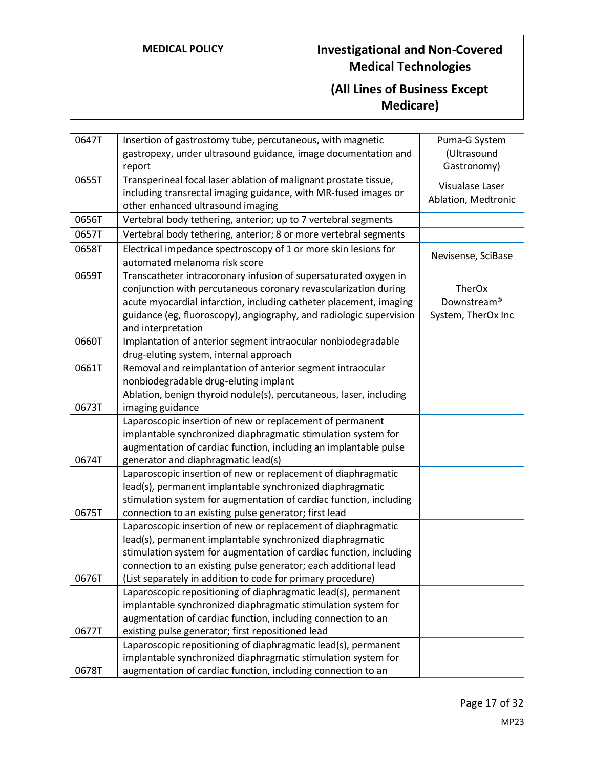| | | |
|---|---|---|
| 0647T | Insertion of gastrostomy tube, percutaneous, with magnetic gastropexy, under ultrasound guidance, image documentation and report | Puma-G System (Ultrasound Gastronomy) |
| 0655T | Transperineal focal laser ablation of malignant prostate tissue, including transrectal imaging guidance, with MR-fused images or other enhanced ultrasound imaging | Visualase Laser Ablation, Medtronic |
| 0656T | Vertebral body tethering, anterior; up to 7 vertebral segments | |
| 0657T | Vertebral body tethering, anterior; 8 or more vertebral segments | |
| 0658T | Electrical impedance spectroscopy of 1 or more skin lesions for automated melanoma risk score | Nevisense, SciBase |
| 0659T | Transcatheter intracoronary infusion of supersaturated oxygen in conjunction with percutaneous coronary revascularization during acute myocardial infarction, including catheter placement, imaging guidance (eg, fluoroscopy), angiography, and radiologic supervision and interpretation | TherOx Downstream® System, TherOx Inc |
| 0660T | Implantation of anterior segment intraocular nonbiodegradable drug-eluting system, internal approach | |
| 0661T | Removal and reimplantation of anterior segment intraocular nonbiodegradable drug-eluting implant | |
| 0673T | Ablation, benign thyroid nodule(s), percutaneous, laser, including imaging guidance | |
| 0674T | Laparoscopic insertion of new or replacement of permanent implantable synchronized diaphragmatic stimulation system for augmentation of cardiac function, including an implantable pulse generator and diaphragmatic lead(s) | |
| 0675T | Laparoscopic insertion of new or replacement of diaphragmatic lead(s), permanent implantable synchronized diaphragmatic stimulation system for augmentation of cardiac function, including connection to an existing pulse generator; first lead | |
| 0676T | Laparoscopic insertion of new or replacement of diaphragmatic lead(s), permanent implantable synchronized diaphragmatic stimulation system for augmentation of cardiac function, including connection to an existing pulse generator; each additional lead (List separately in addition to code for primary procedure) | |
| 0677T | Laparoscopic repositioning of diaphragmatic lead(s), permanent implantable synchronized diaphragmatic stimulation system for augmentation of cardiac function, including connection to an existing pulse generator; first repositioned lead | |
| 0678T | Laparoscopic repositioning of diaphragmatic lead(s), permanent implantable synchronized diaphragmatic stimulation system for augmentation of cardiac function, including connection to an | |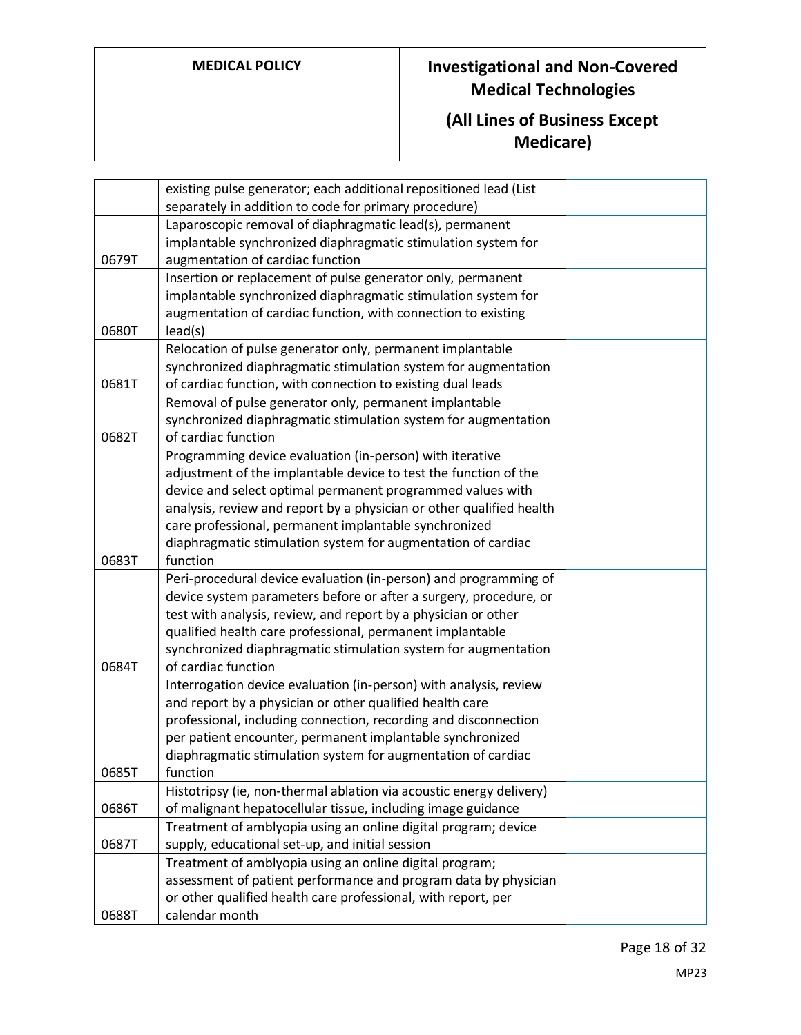| | | |
|---|---|---|
| | existing pulse generator; each additional repositioned lead (List separately in addition to code for primary procedure) | |
| 0679T | Laparoscopic removal of diaphragmatic lead(s), permanent implantable synchronized diaphragmatic stimulation system for augmentation of cardiac function | |
| 0680T | Insertion or replacement of pulse generator only, permanent implantable synchronized diaphragmatic stimulation system for augmentation of cardiac function, with connection to existing lead(s) | |
| 0681T | Relocation of pulse generator only, permanent implantable synchronized diaphragmatic stimulation system for augmentation of cardiac function, with connection to existing dual leads | |
| 0682T | Removal of pulse generator only, permanent implantable synchronized diaphragmatic stimulation system for augmentation of cardiac function | |
| 0683T | Programming device evaluation (in-person) with iterative adjustment of the implantable device to test the function of the device and select optimal permanent programmed values with analysis, review and report by a physician or other qualified health care professional, permanent implantable synchronized diaphragmatic stimulation system for augmentation of cardiac function | |
| 0684T | Peri-procedural device evaluation (in-person) and programming of device system parameters before or after a surgery, procedure, or test with analysis, review, and report by a physician or other qualified health care professional, permanent implantable synchronized diaphragmatic stimulation system for augmentation of cardiac function | |
| 0685T | Interrogation device evaluation (in-person) with analysis, review and report by a physician or other qualified health care professional, including connection, recording and disconnection per patient encounter, permanent implantable synchronized diaphragmatic stimulation system for augmentation of cardiac function | |
| 0686T | Histotripsy (ie, non-thermal ablation via acoustic energy delivery) of malignant hepatocellular tissue, including image guidance | |
| 0687T | Treatment of amblyopia using an online digital program; device supply, educational set-up, and initial session | |
| 0688T | Treatment of amblyopia using an online digital program; assessment of patient performance and program data by physician or other qualified health care professional, with report, per calendar month | |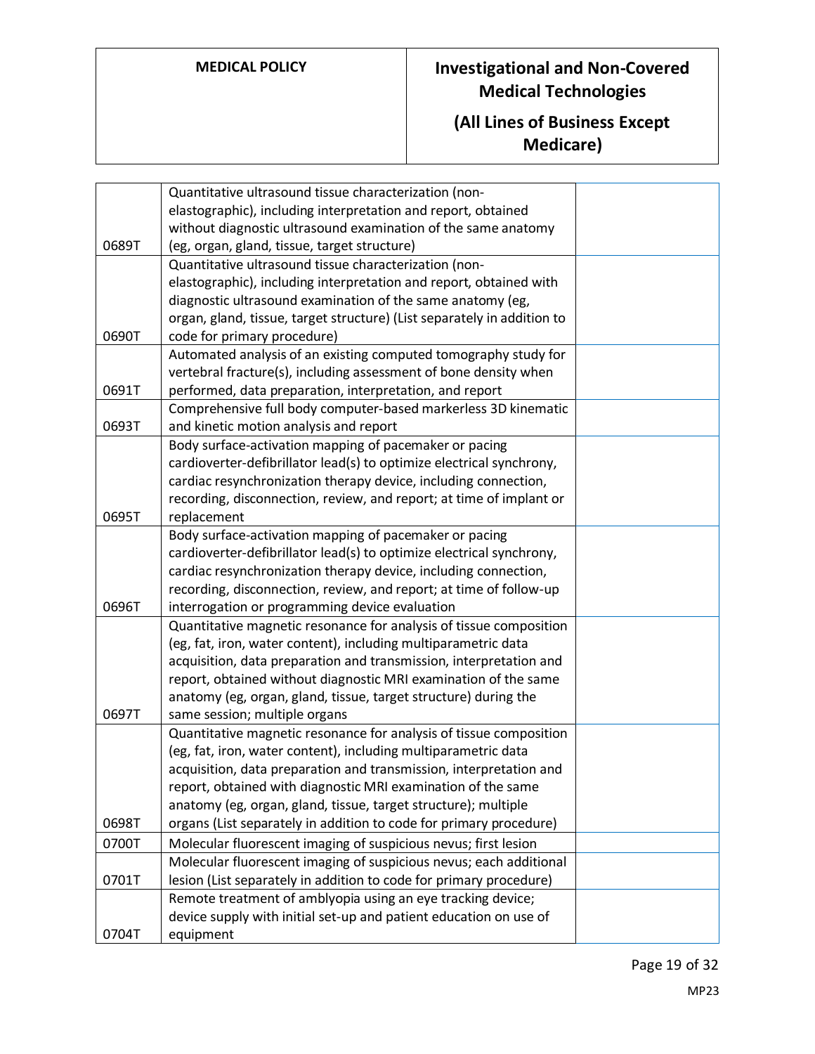| | | |
|---|---|---|
| 0689T | Quantitative ultrasound tissue characterization (non-elastographic), including interpretation and report, obtained without diagnostic ultrasound examination of the same anatomy (eg, organ, gland, tissue, target structure) | |
| 0690T | Quantitative ultrasound tissue characterization (non-elastographic), including interpretation and report, obtained with diagnostic ultrasound examination of the same anatomy (eg, organ, gland, tissue, target structure) (List separately in addition to code for primary procedure) | |
| 0691T | Automated analysis of an existing computed tomography study for vertebral fracture(s), including assessment of bone density when performed, data preparation, interpretation, and report | |
| 0693T | Comprehensive full body computer-based markerless 3D kinematic and kinetic motion analysis and report | |
| 0695T | Body surface-activation mapping of pacemaker or pacing cardioverter-defibrillator lead(s) to optimize electrical synchrony, cardiac resynchronization therapy device, including connection, recording, disconnection, review, and report; at time of implant or replacement | |
| 0696T | Body surface-activation mapping of pacemaker or pacing cardioverter-defibrillator lead(s) to optimize electrical synchrony, cardiac resynchronization therapy device, including connection, recording, disconnection, review, and report; at time of follow-up interrogation or programming device evaluation | |
| 0697T | Quantitative magnetic resonance for analysis of tissue composition (eg, fat, iron, water content), including multiparametric data acquisition, data preparation and transmission, interpretation and report, obtained without diagnostic MRI examination of the same anatomy (eg, organ, gland, tissue, target structure) during the same session; multiple organs | |
| 0698T | Quantitative magnetic resonance for analysis of tissue composition (eg, fat, iron, water content), including multiparametric data acquisition, data preparation and transmission, interpretation and report, obtained with diagnostic MRI examination of the same anatomy (eg, organ, gland, tissue, target structure); multiple organs (List separately in addition to code for primary procedure) | |
| 0700T | Molecular fluorescent imaging of suspicious nevus; first lesion | |
| 0701T | Molecular fluorescent imaging of suspicious nevus; each additional lesion (List separately in addition to code for primary procedure) | |
| 0704T | Remote treatment of amblyopia using an eye tracking device; device supply with initial set-up and patient education on use of equipment | |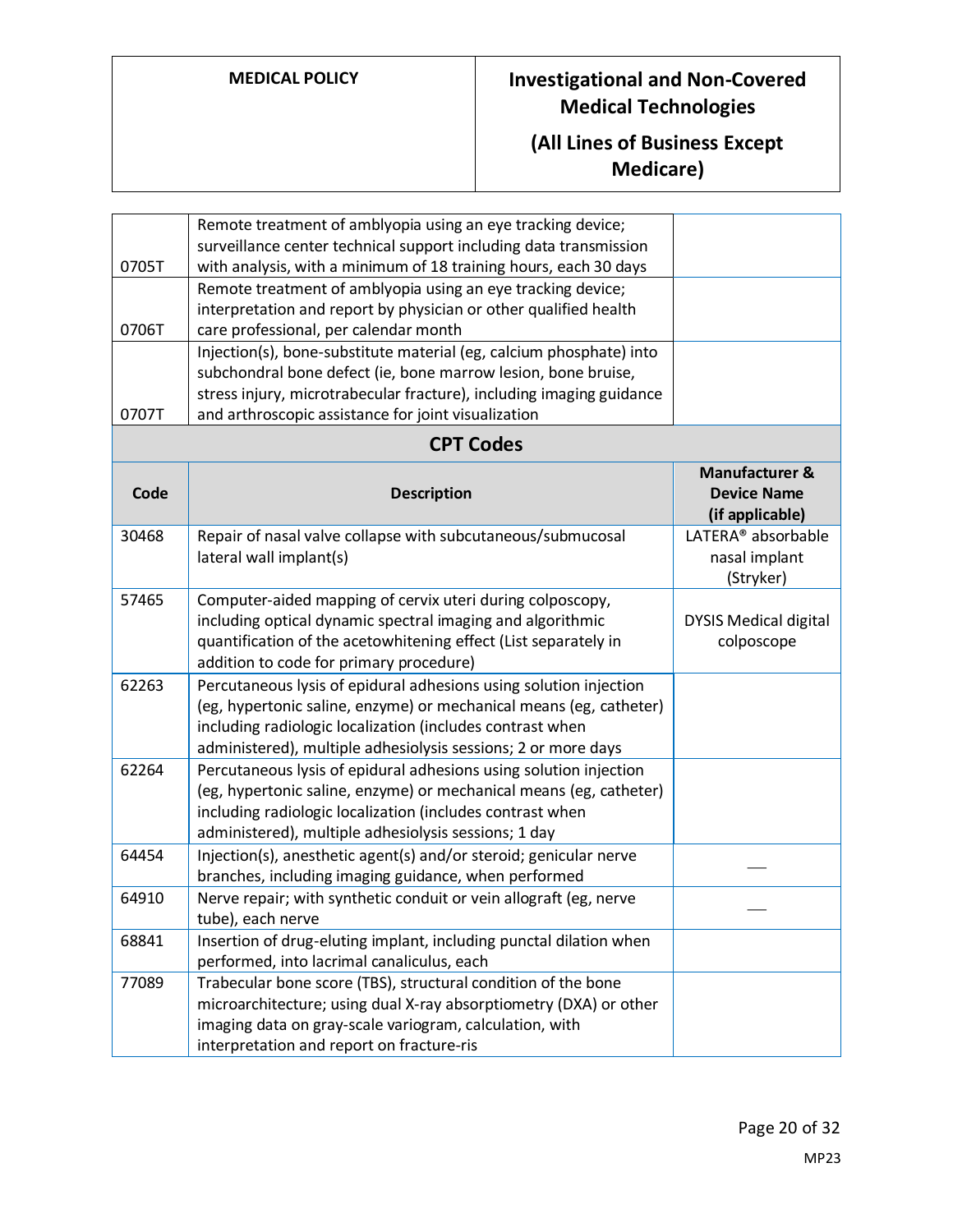| | | |
|---|---|---|
| 0705T | Remote treatment of amblyopia using an eye tracking device; surveillance center technical support including data transmission with analysis, with a minimum of 18 training hours, each 30 days | |
| 0706T | Remote treatment of amblyopia using an eye tracking device; interpretation and report by physician or other qualified health care professional, per calendar month | |
| 0707T | Injection(s), bone-substitute material (eg, calcium phosphate) into subchondral bone defect (ie, bone marrow lesion, bone bruise, stress injury, microtrabecular fracture), including imaging guidance and arthroscopic assistance for joint visualization | |

## CPT Codes

| Code | Description | Manufacturer & Device Name (if applicable) |
|---|---|---|
| 30468 | Repair of nasal valve collapse with subcutaneous/submucosal lateral wall implant(s) | LATERA® absorbable nasal implant (Stryker) |
| 57465 | Computer-aided mapping of cervix uteri during colposcopy, including optical dynamic spectral imaging and algorithmic quantification of the acetowhitening effect (List separately in addition to code for primary procedure) | DYSIS Medical digital colposcope |
| 62263 | Percutaneous lysis of epidural adhesions using solution injection (eg, hypertonic saline, enzyme) or mechanical means (eg, catheter) including radiologic localization (includes contrast when administered), multiple adhesiolysis sessions; 2 or more days | |
| 62264 | Percutaneous lysis of epidural adhesions using solution injection (eg, hypertonic saline, enzyme) or mechanical means (eg, catheter) including radiologic localization (includes contrast when administered), multiple adhesiolysis sessions; 1 day | |
| 64454 | Injection(s), anesthetic agent(s) and/or steroid; genicular nerve branches, including imaging guidance, when performed | — |
| 64910 | Nerve repair; with synthetic conduit or vein allograft (eg, nerve tube), each nerve | — |
| 68841 | Insertion of drug-eluting implant, including punctal dilation when performed, into lacrimal canaliculus, each | |
| 77089 | Trabecular bone score (TBS), structural condition of the bone microarchitecture; using dual X-ray absorptiometry (DXA) or other imaging data on gray-scale variogram, calculation, with interpretation and report on fracture-ris | |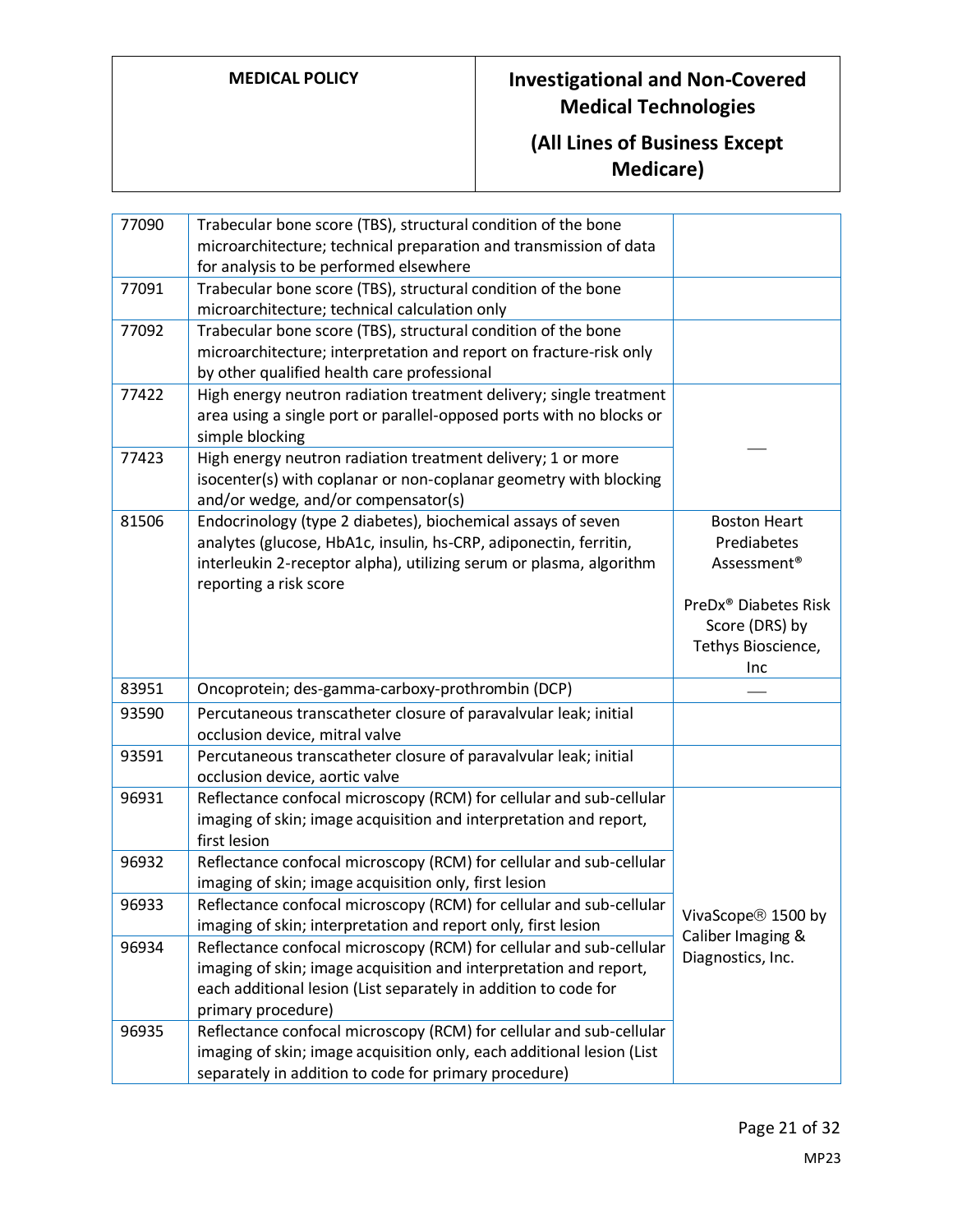| | | |
|---|---|---|
| 77090 | Trabecular bone score (TBS), structural condition of the bone microarchitecture; technical preparation and transmission of data for analysis to be performed elsewhere | |
| 77091 | Trabecular bone score (TBS), structural condition of the bone microarchitecture; technical calculation only | |
| 77092 | Trabecular bone score (TBS), structural condition of the bone microarchitecture; interpretation and report on fracture-risk only by other qualified health care professional | |
| 77422 | High energy neutron radiation treatment delivery; single treatment area using a single port or parallel-opposed ports with no blocks or simple blocking | ___ |
| 77423 | High energy neutron radiation treatment delivery; 1 or more isocenter(s) with coplanar or non-coplanar geometry with blocking and/or wedge, and/or compensator(s) | |
| 81506 | Endocrinology (type 2 diabetes), biochemical assays of seven analytes (glucose, HbA1c, insulin, hs-CRP, adiponectin, ferritin, interleukin 2-receptor alpha), utilizing serum or plasma, algorithm reporting a risk score | Boston Heart Prediabetes Assessment®<br><br>PreDx® Diabetes Risk Score (DRS) by Tethys Bioscience, Inc |
| 83951 | Oncoprotein; des-gamma-carboxy-prothrombin (DCP) | ___ |
| 93590 | Percutaneous transcatheter closure of paravalvular leak; initial occlusion device, mitral valve | |
| 93591 | Percutaneous transcatheter closure of paravalvular leak; initial occlusion device, aortic valve | |
| 96931 | Reflectance confocal microscopy (RCM) for cellular and sub-cellular imaging of skin; image acquisition and interpretation and report, first lesion | VivaScope® 1500 by Caliber Imaging & Diagnostics, Inc. |
| 96932 | Reflectance confocal microscopy (RCM) for cellular and sub-cellular imaging of skin; image acquisition only, first lesion | |
| 96933 | Reflectance confocal microscopy (RCM) for cellular and sub-cellular imaging of skin; interpretation and report only, first lesion | |
| 96934 | Reflectance confocal microscopy (RCM) for cellular and sub-cellular imaging of skin; image acquisition and interpretation and report, each additional lesion (List separately in addition to code for primary procedure) | |
| 96935 | Reflectance confocal microscopy (RCM) for cellular and sub-cellular imaging of skin; image acquisition only, each additional lesion (List separately in addition to code for primary procedure) | |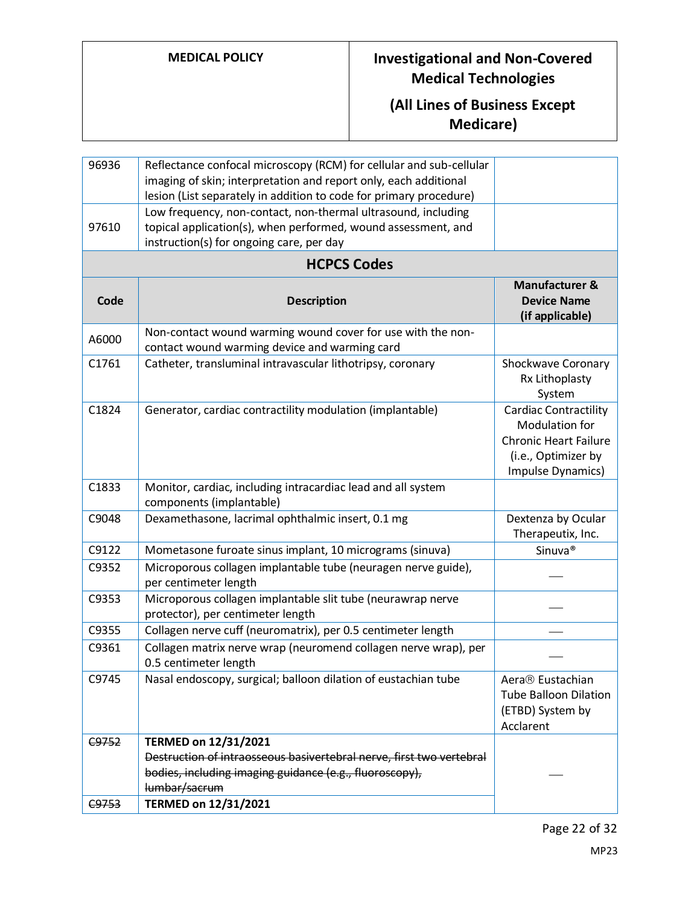| | | |
|---|---|---|
| 96936 | Reflectance confocal microscopy (RCM) for cellular and sub-cellular imaging of skin; interpretation and report only, each additional lesion (List separately in addition to code for primary procedure) | |
| 97610 | Low frequency, non-contact, non-thermal ultrasound, including topical application(s), when performed, wound assessment, and instruction(s) for ongoing care, per day | |

## HCPCS Codes

| Code | Description | Manufacturer & Device Name (if applicable) |
|---|---|---|
| A6000 | Non-contact wound warming wound cover for use with the non-contact wound warming device and warming card | |
| C1761 | Catheter, transluminal intravascular lithotripsy, coronary | Shockwave Coronary Rx Lithoplasty System |
| C1824 | Generator, cardiac contractility modulation (implantable) | Cardiac Contractility Modulation for Chronic Heart Failure (i.e., Optimizer by Impulse Dynamics) |
| C1833 | Monitor, cardiac, including intracardiac lead and all system components (implantable) | |
| C9048 | Dexamethasone, lacrimal ophthalmic insert, 0.1 mg | Dextenza by Ocular Therapeutix, Inc. |
| C9122 | Mometasone furoate sinus implant, 10 micrograms (sinuva) | Sinuva® |
| C9352 | Microporous collagen implantable tube (neuragen nerve guide), per centimeter length | ___ |
| C9353 | Microporous collagen implantable slit tube (neurawrap nerve protector), per centimeter length | ___ |
| C9355 | Collagen nerve cuff (neuromatrix), per 0.5 centimeter length | ___ |
| C9361 | Collagen matrix nerve wrap (neuromend collagen nerve wrap), per 0.5 centimeter length | ___ |
| C9745 | Nasal endoscopy, surgical; balloon dilation of eustachian tube | Aera® Eustachian Tube Balloon Dilation (ETBD) System by Acclarent |
| ~~C9752~~ | **TERMED on 12/31/2021** ~~Destruction of intraosseous basivertebral nerve, first two vertebral bodies, including imaging guidance (e.g., fluoroscopy), lumbar/sacrum~~ | ___ |
| ~~C9753~~ | **TERMED on 12/31/2021** | |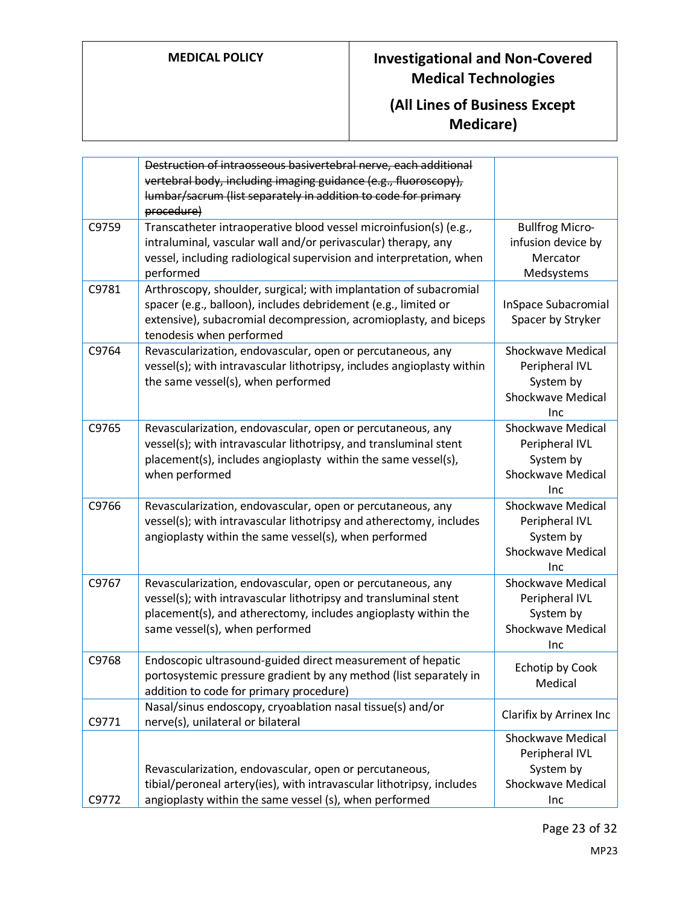| | | |
|---|---|---|
| | ~~Destruction of intraosseous basivertebral nerve, each additional vertebral body, including imaging guidance (e.g., fluoroscopy), lumbar/sacrum (list separately in addition to code for primary procedure)~~ | |
| C9759 | Transcatheter intraoperative blood vessel microinfusion(s) (e.g., intraluminal, vascular wall and/or perivascular) therapy, any vessel, including radiological supervision and interpretation, when performed | Bullfrog Micro-infusion device by Mercator Medsystems |
| C9781 | Arthroscopy, shoulder, surgical; with implantation of subacromial spacer (e.g., balloon), includes debridement (e.g., limited or extensive), subacromial decompression, acromioplasty, and biceps tenodesis when performed | InSpace Subacromial Spacer by Stryker |
| C9764 | Revascularization, endovascular, open or percutaneous, any vessel(s); with intravascular lithotripsy, includes angioplasty within the same vessel(s), when performed | Shockwave Medical Peripheral IVL System by Shockwave Medical Inc |
| C9765 | Revascularization, endovascular, open or percutaneous, any vessel(s); with intravascular lithotripsy, and transluminal stent placement(s), includes angioplasty within the same vessel(s), when performed | Shockwave Medical Peripheral IVL System by Shockwave Medical Inc |
| C9766 | Revascularization, endovascular, open or percutaneous, any vessel(s); with intravascular lithotripsy and atherectomy, includes angioplasty within the same vessel(s), when performed | Shockwave Medical Peripheral IVL System by Shockwave Medical Inc |
| C9767 | Revascularization, endovascular, open or percutaneous, any vessel(s); with intravascular lithotripsy and transluminal stent placement(s), and atherectomy, includes angioplasty within the same vessel(s), when performed | Shockwave Medical Peripheral IVL System by Shockwave Medical Inc |
| C9768 | Endoscopic ultrasound-guided direct measurement of hepatic portosystemic pressure gradient by any method (list separately in addition to code for primary procedure) | Echotip by Cook Medical |
| C9771 | Nasal/sinus endoscopy, cryoablation nasal tissue(s) and/or nerve(s), unilateral or bilateral | Clarifix by Arrinex Inc |
| C9772 | Revascularization, endovascular, open or percutaneous, tibial/peroneal artery(ies), with intravascular lithotripsy, includes angioplasty within the same vessel (s), when performed | Shockwave Medical Peripheral IVL System by Shockwave Medical Inc |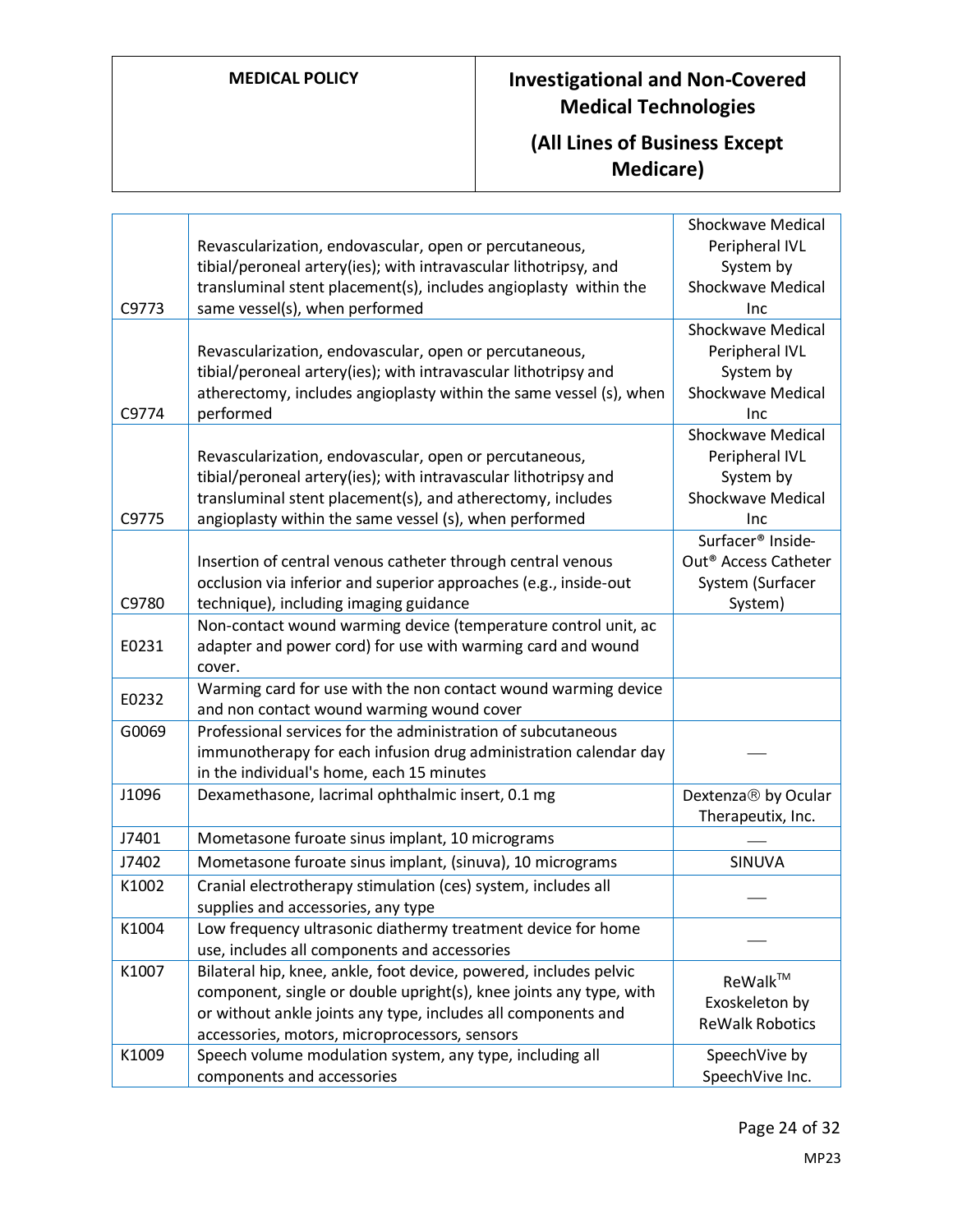| | | |
|---|---|---|
| C9773 | Revascularization, endovascular, open or percutaneous, tibial/peroneal artery(ies); with intravascular lithotripsy, and transluminal stent placement(s), includes angioplasty within the same vessel(s), when performed | Shockwave Medical Peripheral IVL System by Shockwave Medical Inc |
| C9774 | Revascularization, endovascular, open or percutaneous, tibial/peroneal artery(ies); with intravascular lithotripsy and atherectomy, includes angioplasty within the same vessel (s), when performed | Shockwave Medical Peripheral IVL System by Shockwave Medical Inc |
| C9775 | Revascularization, endovascular, open or percutaneous, tibial/peroneal artery(ies); with intravascular lithotripsy and transluminal stent placement(s), and atherectomy, includes angioplasty within the same vessel (s), when performed | Shockwave Medical Peripheral IVL System by Shockwave Medical Inc |
| C9780 | Insertion of central venous catheter through central venous occlusion via inferior and superior approaches (e.g., inside-out technique), including imaging guidance | Surfacer® Inside-Out® Access Catheter System (Surfacer System) |
| E0231 | Non-contact wound warming device (temperature control unit, ac adapter and power cord) for use with warming card and wound cover. | |
| E0232 | Warming card for use with the non contact wound warming device and non contact wound warming wound cover | |
| G0069 | Professional services for the administration of subcutaneous immunotherapy for each infusion drug administration calendar day in the individual's home, each 15 minutes | — |
| J1096 | Dexamethasone, lacrimal ophthalmic insert, 0.1 mg | Dextenza® by Ocular Therapeutix, Inc. |
| J7401 | Mometasone furoate sinus implant, 10 micrograms | — |
| J7402 | Mometasone furoate sinus implant, (sinuva), 10 micrograms | SINUVA |
| K1002 | Cranial electrotherapy stimulation (ces) system, includes all supplies and accessories, any type | — |
| K1004 | Low frequency ultrasonic diathermy treatment device for home use, includes all components and accessories | — |
| K1007 | Bilateral hip, knee, ankle, foot device, powered, includes pelvic component, single or double upright(s), knee joints any type, with or without ankle joints any type, includes all components and accessories, motors, microprocessors, sensors | ReWalk™ Exoskeleton by ReWalk Robotics |
| K1009 | Speech volume modulation system, any type, including all components and accessories | SpeechVive by SpeechVive Inc. |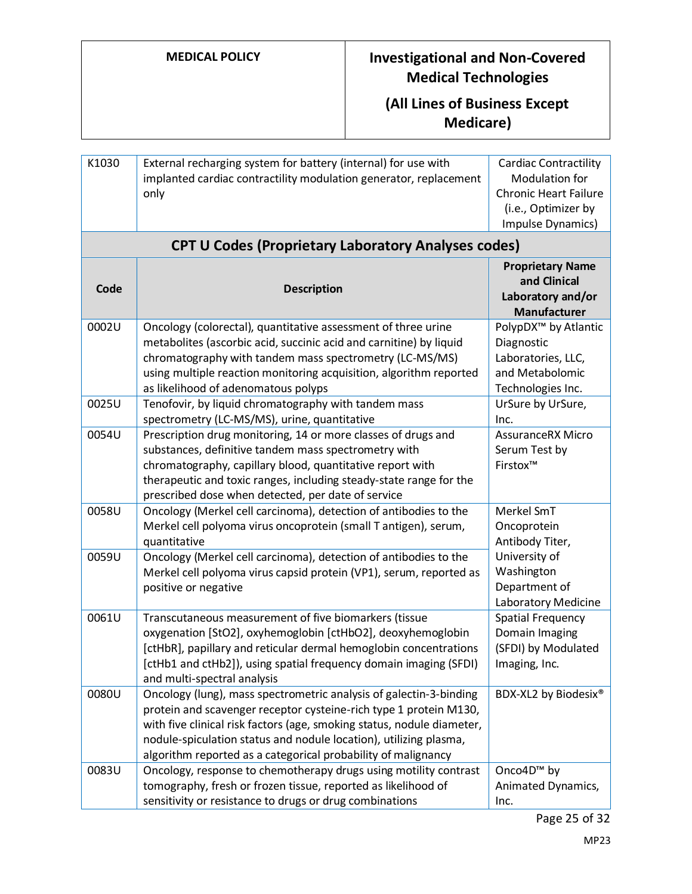| K1030 | External recharging system for battery (internal) for use with implanted cardiac contractility modulation generator, replacement only | Cardiac Contractility Modulation for Chronic Heart Failure (i.e., Optimizer by Impulse Dynamics) |
|---|---|---|

## CPT U Codes (Proprietary Laboratory Analyses codes)

| Code | Description | Proprietary Name and Clinical Laboratory and/or Manufacturer |
|---|---|---|
| 0002U | Oncology (colorectal), quantitative assessment of three urine metabolites (ascorbic acid, succinic acid and carnitine) by liquid chromatography with tandem mass spectrometry (LC-MS/MS) using multiple reaction monitoring acquisition, algorithm reported as likelihood of adenomatous polyps | PolypDX™ by Atlantic Diagnostic Laboratories, LLC, and Metabolomic Technologies Inc. |
| 0025U | Tenofovir, by liquid chromatography with tandem mass spectrometry (LC-MS/MS), urine, quantitative | UrSure by UrSure, Inc. |
| 0054U | Prescription drug monitoring, 14 or more classes of drugs and substances, definitive tandem mass spectrometry with chromatography, capillary blood, quantitative report with therapeutic and toxic ranges, including steady-state range for the prescribed dose when detected, per date of service | AssuranceRX Micro Serum Test by Firstox™ |
| 0058U | Oncology (Merkel cell carcinoma), detection of antibodies to the Merkel cell polyoma virus oncoprotein (small T antigen), serum, quantitative | Merkel SmT Oncoprotein Antibody Titer, University of Washington Department of Laboratory Medicine |
| 0059U | Oncology (Merkel cell carcinoma), detection of antibodies to the Merkel cell polyoma virus capsid protein (VP1), serum, reported as positive or negative | |
| 0061U | Transcutaneous measurement of five biomarkers (tissue oxygenation [StO2], oxyhemoglobin [ctHbO2], deoxyhemoglobin [ctHbR], papillary and reticular dermal hemoglobin concentrations [ctHb1 and ctHb2]), using spatial frequency domain imaging (SFDI) and multi-spectral analysis | Spatial Frequency Domain Imaging (SFDI) by Modulated Imaging, Inc. |
| 0080U | Oncology (lung), mass spectrometric analysis of galectin-3-binding protein and scavenger receptor cysteine-rich type 1 protein M130, with five clinical risk factors (age, smoking status, nodule diameter, nodule-spiculation status and nodule location), utilizing plasma, algorithm reported as a categorical probability of malignancy | BDX-XL2 by Biodesix® |
| 0083U | Oncology, response to chemotherapy drugs using motility contrast tomography, fresh or frozen tissue, reported as likelihood of sensitivity or resistance to drugs or drug combinations | Onco4D™ by Animated Dynamics, Inc. |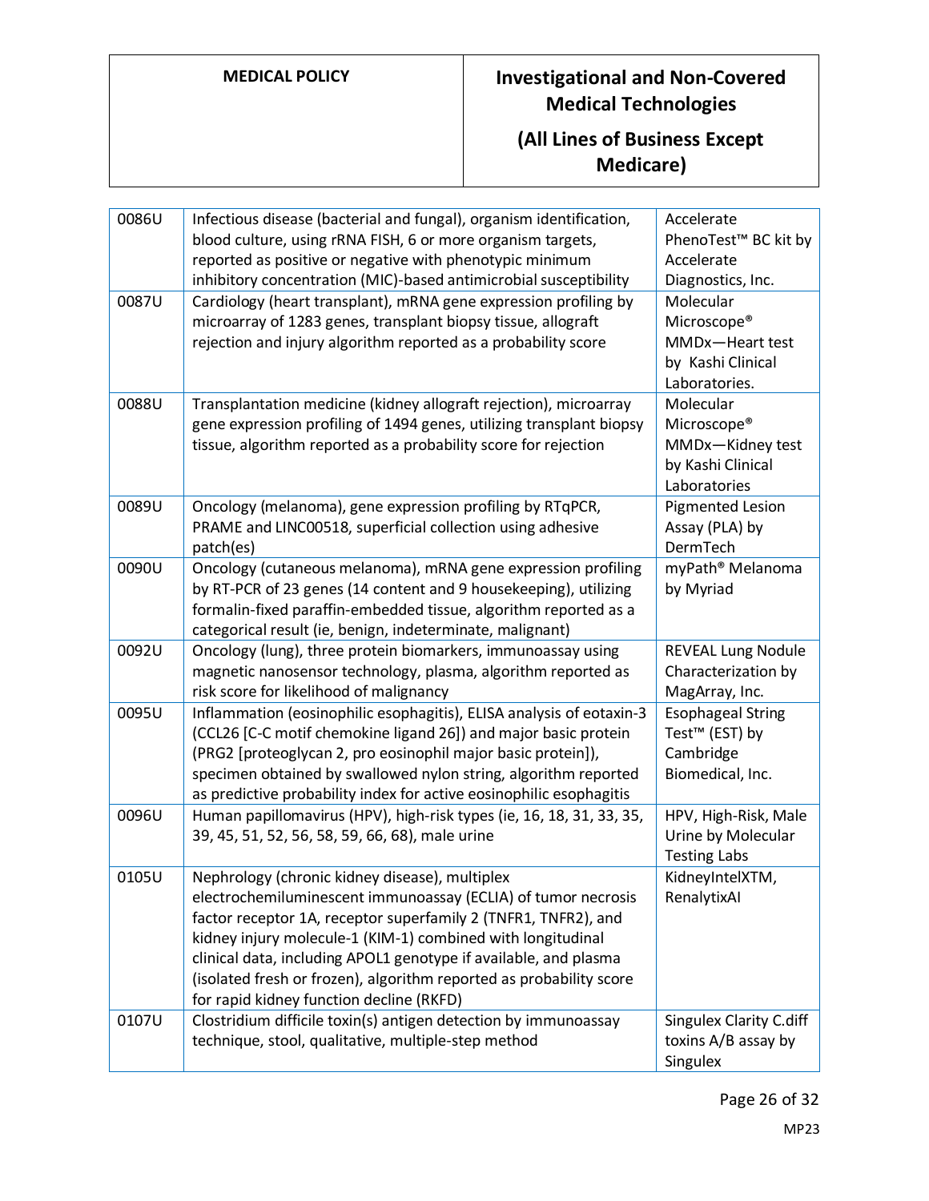| 0086U | Infectious disease (bacterial and fungal), organism identification, blood culture, using rRNA FISH, 6 or more organism targets, reported as positive or negative with phenotypic minimum inhibitory concentration (MIC)-based antimicrobial susceptibility | Accelerate PhenoTest™ BC kit by Accelerate Diagnostics, Inc. |
|---|---|---|
| 0087U | Cardiology (heart transplant), mRNA gene expression profiling by microarray of 1283 genes, transplant biopsy tissue, allograft rejection and injury algorithm reported as a probability score | Molecular Microscope® MMDx—Heart test by Kashi Clinical Laboratories. |
| 0088U | Transplantation medicine (kidney allograft rejection), microarray gene expression profiling of 1494 genes, utilizing transplant biopsy tissue, algorithm reported as a probability score for rejection | Molecular Microscope® MMDx—Kidney test by Kashi Clinical Laboratories |
| 0089U | Oncology (melanoma), gene expression profiling by RTqPCR, PRAME and LINC00518, superficial collection using adhesive patch(es) | Pigmented Lesion Assay (PLA) by DermTech |
| 0090U | Oncology (cutaneous melanoma), mRNA gene expression profiling by RT-PCR of 23 genes (14 content and 9 housekeeping), utilizing formalin-fixed paraffin-embedded tissue, algorithm reported as a categorical result (ie, benign, indeterminate, malignant) | myPath® Melanoma by Myriad |
| 0092U | Oncology (lung), three protein biomarkers, immunoassay using magnetic nanosensor technology, plasma, algorithm reported as risk score for likelihood of malignancy | REVEAL Lung Nodule Characterization by MagArray, Inc. |
| 0095U | Inflammation (eosinophilic esophagitis), ELISA analysis of eotaxin-3 (CCL26 [C-C motif chemokine ligand 26]) and major basic protein (PRG2 [proteoglycan 2, pro eosinophil major basic protein]), specimen obtained by swallowed nylon string, algorithm reported as predictive probability index for active eosinophilic esophagitis | Esophageal String Test™ (EST) by Cambridge Biomedical, Inc. |
| 0096U | Human papillomavirus (HPV), high-risk types (ie, 16, 18, 31, 33, 35, 39, 45, 51, 52, 56, 58, 59, 66, 68), male urine | HPV, High-Risk, Male Urine by Molecular Testing Labs |
| 0105U | Nephrology (chronic kidney disease), multiplex electrochemiluminescent immunoassay (ECLIA) of tumor necrosis factor receptor 1A, receptor superfamily 2 (TNFR1, TNFR2), and kidney injury molecule-1 (KIM-1) combined with longitudinal clinical data, including APOL1 genotype if available, and plasma (isolated fresh or frozen), algorithm reported as probability score for rapid kidney function decline (RKFD) | KidneyIntelXTM, RenalytixAI |
| 0107U | Clostridium difficile toxin(s) antigen detection by immunoassay technique, stool, qualitative, multiple-step method | Singulex Clarity C.diff toxins A/B assay by Singulex |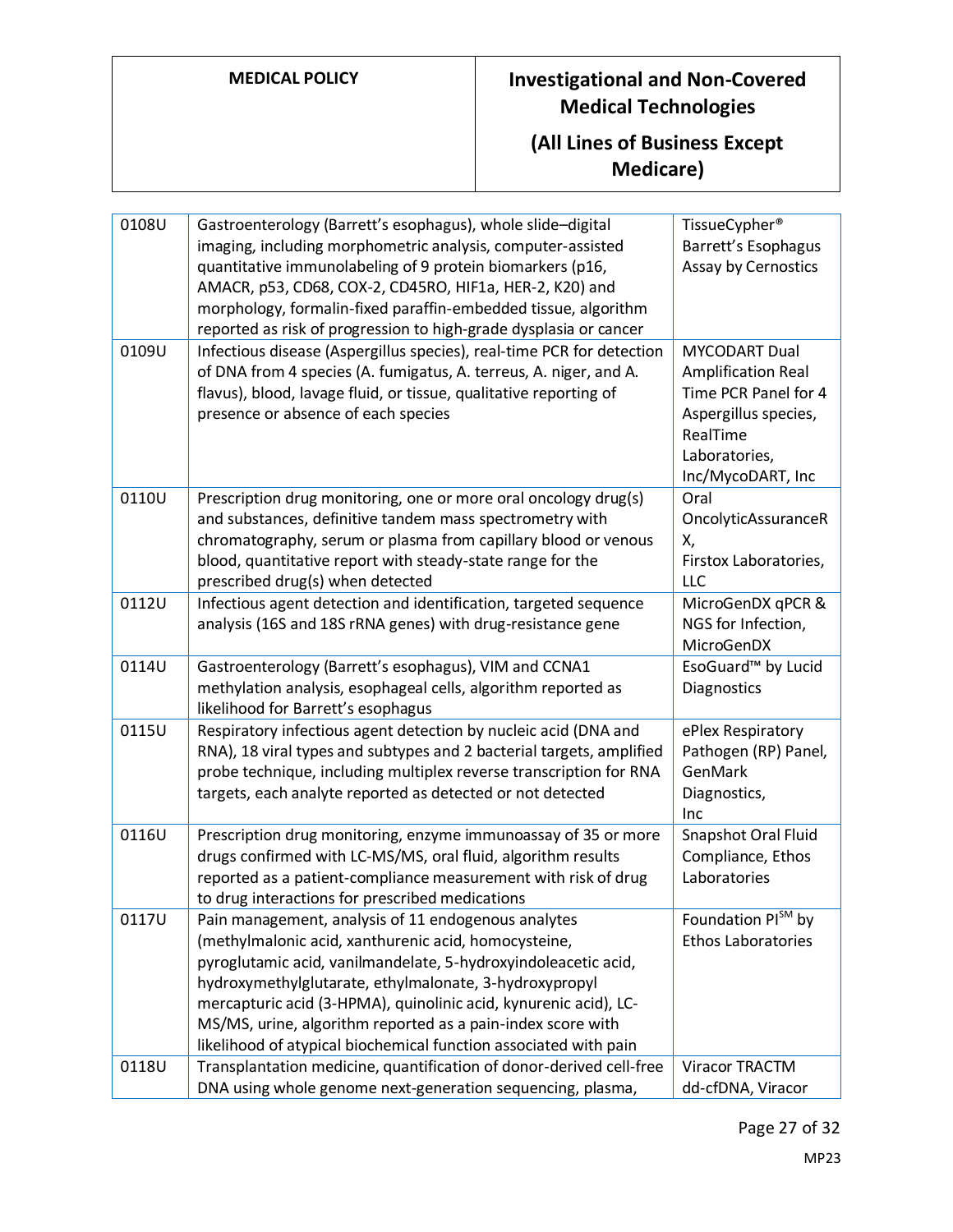| | | |
|---|---|---|
| 0108U | Gastroenterology (Barrett's esophagus), whole slide–digital imaging, including morphometric analysis, computer-assisted quantitative immunolabeling of 9 protein biomarkers (p16, AMACR, p53, CD68, COX-2, CD45RO, HIF1a, HER-2, K20) and morphology, formalin-fixed paraffin-embedded tissue, algorithm reported as risk of progression to high-grade dysplasia or cancer | TissueCypher® Barrett's Esophagus Assay by Cernostics |
| 0109U | Infectious disease (Aspergillus species), real-time PCR for detection of DNA from 4 species (A. fumigatus, A. terreus, A. niger, and A. flavus), blood, lavage fluid, or tissue, qualitative reporting of presence or absence of each species | MYCODART Dual Amplification Real Time PCR Panel for 4 Aspergillus species, RealTime Laboratories, Inc/MycoDART, Inc |
| 0110U | Prescription drug monitoring, one or more oral oncology drug(s) and substances, definitive tandem mass spectrometry with chromatography, serum or plasma from capillary blood or venous blood, quantitative report with steady-state range for the prescribed drug(s) when detected | Oral OncolyticAssuranceRX, Firstox Laboratories, LLC |
| 0112U | Infectious agent detection and identification, targeted sequence analysis (16S and 18S rRNA genes) with drug-resistance gene | MicroGenDX qPCR & NGS for Infection, MicroGenDX |
| 0114U | Gastroenterology (Barrett's esophagus), VIM and CCNA1 methylation analysis, esophageal cells, algorithm reported as likelihood for Barrett's esophagus | EsoGuard™ by Lucid Diagnostics |
| 0115U | Respiratory infectious agent detection by nucleic acid (DNA and RNA), 18 viral types and subtypes and 2 bacterial targets, amplified probe technique, including multiplex reverse transcription for RNA targets, each analyte reported as detected or not detected | ePlex Respiratory Pathogen (RP) Panel, GenMark Diagnostics, Inc |
| 0116U | Prescription drug monitoring, enzyme immunoassay of 35 or more drugs confirmed with LC-MS/MS, oral fluid, algorithm results reported as a patient-compliance measurement with risk of drug to drug interactions for prescribed medications | Snapshot Oral Fluid Compliance, Ethos Laboratories |
| 0117U | Pain management, analysis of 11 endogenous analytes (methylmalonic acid, xanthurenic acid, homocysteine, pyroglutamic acid, vanilmandelate, 5-hydroxyindoleacetic acid, hydroxymethylglutarate, ethylmalonate, 3-hydroxypropyl mercapturic acid (3-HPMA), quinolinic acid, kynurenic acid), LC-MS/MS, urine, algorithm reported as a pain-index score with likelihood of atypical biochemical function associated with pain | Foundation PI℠ by Ethos Laboratories |
| 0118U | Transplantation medicine, quantification of donor-derived cell-free DNA using whole genome next-generation sequencing, plasma, | Viracor TRACTM dd-cfDNA, Viracor |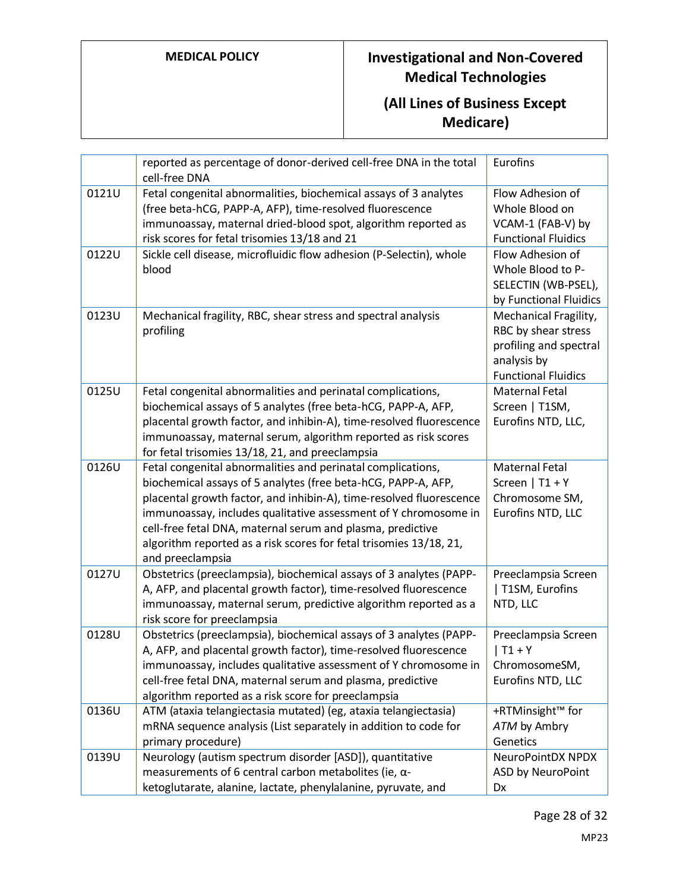| | | |
|---|---|---|
| | reported as percentage of donor-derived cell-free DNA in the total cell-free DNA | Eurofins |
| 0121U | Fetal congenital abnormalities, biochemical assays of 3 analytes (free beta-hCG, PAPP-A, AFP), time-resolved fluorescence immunoassay, maternal dried-blood spot, algorithm reported as risk scores for fetal trisomies 13/18 and 21 | Flow Adhesion of Whole Blood on VCAM-1 (FAB-V) by Functional Fluidics |
| 0122U | Sickle cell disease, microfluidic flow adhesion (P-Selectin), whole blood | Flow Adhesion of Whole Blood to P-SELECTIN (WB-PSEL), by Functional Fluidics |
| 0123U | Mechanical fragility, RBC, shear stress and spectral analysis profiling | Mechanical Fragility, RBC by shear stress profiling and spectral analysis by Functional Fluidics |
| 0125U | Fetal congenital abnormalities and perinatal complications, biochemical assays of 5 analytes (free beta-hCG, PAPP-A, AFP, placental growth factor, and inhibin-A), time-resolved fluorescence immunoassay, maternal serum, algorithm reported as risk scores for fetal trisomies 13/18, 21, and preeclampsia | Maternal Fetal Screen \| T1SM, Eurofins NTD, LLC, |
| 0126U | Fetal congenital abnormalities and perinatal complications, biochemical assays of 5 analytes (free beta-hCG, PAPP-A, AFP, placental growth factor, and inhibin-A), time-resolved fluorescence immunoassay, includes qualitative assessment of Y chromosome in cell-free fetal DNA, maternal serum and plasma, predictive algorithm reported as a risk scores for fetal trisomies 13/18, 21, and preeclampsia | Maternal Fetal Screen \| T1 + Y Chromosome SM, Eurofins NTD, LLC |
| 0127U | Obstetrics (preeclampsia), biochemical assays of 3 analytes (PAPP-A, AFP, and placental growth factor), time-resolved fluorescence immunoassay, maternal serum, predictive algorithm reported as a risk score for preeclampsia | Preeclampsia Screen \| T1SM, Eurofins NTD, LLC |
| 0128U | Obstetrics (preeclampsia), biochemical assays of 3 analytes (PAPP-A, AFP, and placental growth factor), time-resolved fluorescence immunoassay, includes qualitative assessment of Y chromosome in cell-free fetal DNA, maternal serum and plasma, predictive algorithm reported as a risk score for preeclampsia | Preeclampsia Screen \| T1 + Y ChromosomeSM, Eurofins NTD, LLC |
| 0136U | ATM (ataxia telangiectasia mutated) (eg, ataxia telangiectasia) mRNA sequence analysis (List separately in addition to code for primary procedure) | +RTMinsight™ for *ATM* by Ambry Genetics |
| 0139U | Neurology (autism spectrum disorder [ASD]), quantitative measurements of 6 central carbon metabolites (ie, α-ketoglutarate, alanine, lactate, phenylalanine, pyruvate, and | NeuroPointDX NPDX ASD by NeuroPoint Dx |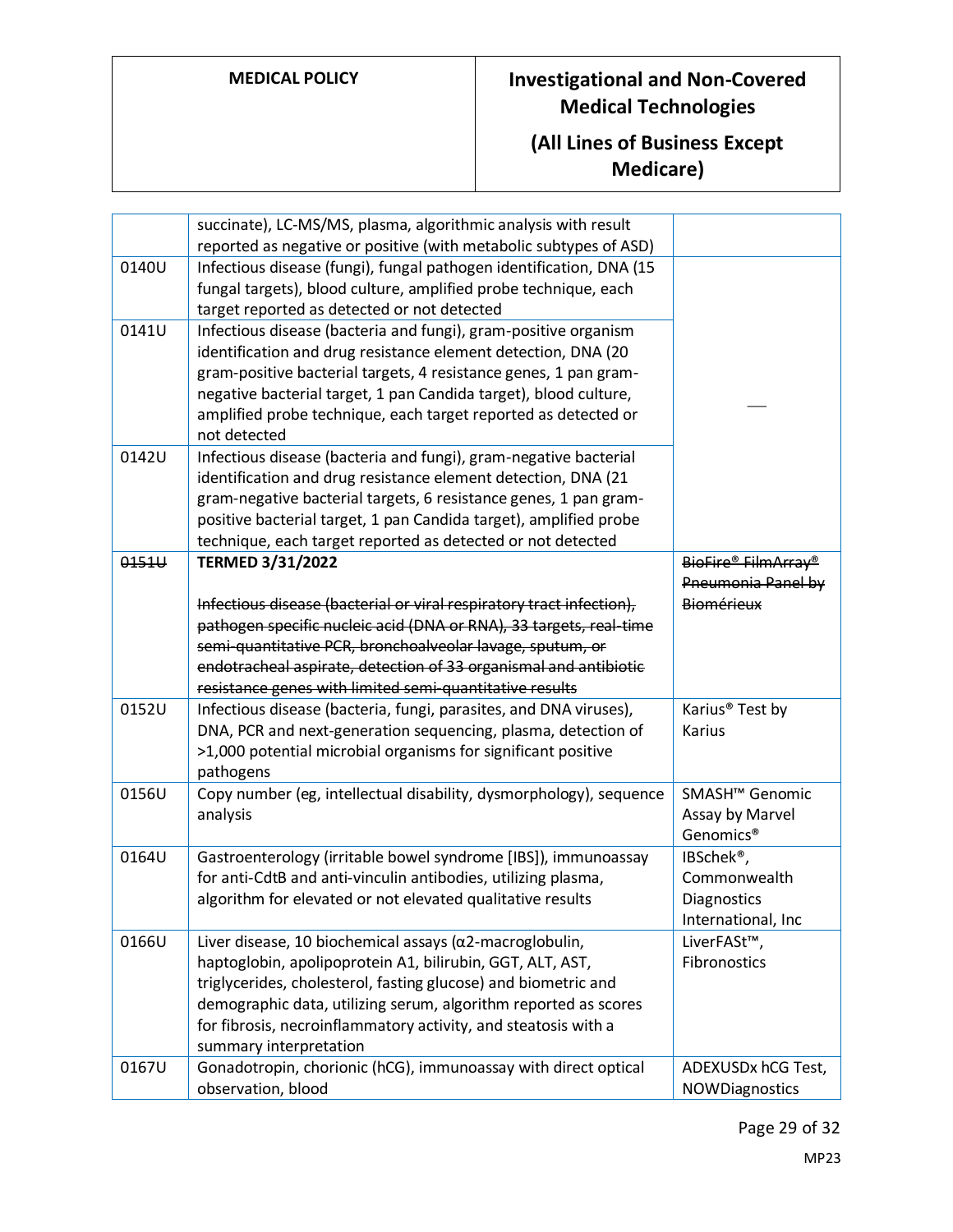| | | |
|---|---|---|
| | succinate), LC-MS/MS, plasma, algorithmic analysis with result reported as negative or positive (with metabolic subtypes of ASD) | |
| 0140U | Infectious disease (fungi), fungal pathogen identification, DNA (15 fungal targets), blood culture, amplified probe technique, each target reported as detected or not detected | — |
| 0141U | Infectious disease (bacteria and fungi), gram-positive organism identification and drug resistance element detection, DNA (20 gram-positive bacterial targets, 4 resistance genes, 1 pan gram-negative bacterial target, 1 pan Candida target), blood culture, amplified probe technique, each target reported as detected or not detected | |
| 0142U | Infectious disease (bacteria and fungi), gram-negative bacterial identification and drug resistance element detection, DNA (21 gram-negative bacterial targets, 6 resistance genes, 1 pan gram-positive bacterial target, 1 pan Candida target), amplified probe technique, each target reported as detected or not detected | |
| ~~0151U~~ | **TERMED 3/31/2022**<br><br>~~Infectious disease (bacterial or viral respiratory tract infection), pathogen specific nucleic acid (DNA or RNA), 33 targets, real-time semi-quantitative PCR, bronchoalveolar lavage, sputum, or endotracheal aspirate, detection of 33 organismal and antibiotic resistance genes with limited semi-quantitative results~~ | ~~BioFire® FilmArray® Pneumonia Panel by Biomérieux~~ |
| 0152U | Infectious disease (bacteria, fungi, parasites, and DNA viruses), DNA, PCR and next-generation sequencing, plasma, detection of >1,000 potential microbial organisms for significant positive pathogens | Karius® Test by Karius |
| 0156U | Copy number (eg, intellectual disability, dysmorphology), sequence analysis | SMASH™ Genomic Assay by Marvel Genomics® |
| 0164U | Gastroenterology (irritable bowel syndrome [IBS]), immunoassay for anti-CdtB and anti-vinculin antibodies, utilizing plasma, algorithm for elevated or not elevated qualitative results | IBSchek®, Commonwealth Diagnostics International, Inc |
| 0166U | Liver disease, 10 biochemical assays (α2-macroglobulin, haptoglobin, apolipoprotein A1, bilirubin, GGT, ALT, AST, triglycerides, cholesterol, fasting glucose) and biometric and demographic data, utilizing serum, algorithm reported as scores for fibrosis, necroinflammatory activity, and steatosis with a summary interpretation | LiverFASt™, Fibronostics |
| 0167U | Gonadotropin, chorionic (hCG), immunoassay with direct optical observation, blood | ADEXUSDx hCG Test, NOWDiagnostics |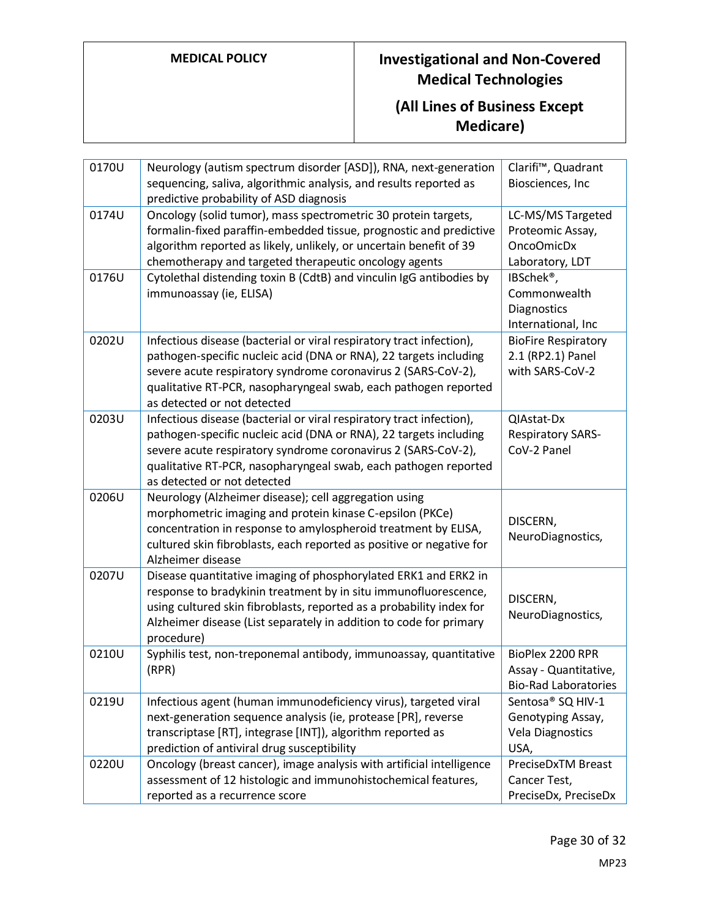| | | |
|---|---|---|
| 0170U | Neurology (autism spectrum disorder [ASD]), RNA, next-generation sequencing, saliva, algorithmic analysis, and results reported as predictive probability of ASD diagnosis | Clarifi™, Quadrant Biosciences, Inc |
| 0174U | Oncology (solid tumor), mass spectrometric 30 protein targets, formalin-fixed paraffin-embedded tissue, prognostic and predictive algorithm reported as likely, unlikely, or uncertain benefit of 39 chemotherapy and targeted therapeutic oncology agents | LC-MS/MS Targeted Proteomic Assay, OncoOmicDx Laboratory, LDT |
| 0176U | Cytolethal distending toxin B (CdtB) and vinculin IgG antibodies by immunoassay (ie, ELISA) | IBSchek®, Commonwealth Diagnostics International, Inc |
| 0202U | Infectious disease (bacterial or viral respiratory tract infection), pathogen-specific nucleic acid (DNA or RNA), 22 targets including severe acute respiratory syndrome coronavirus 2 (SARS-CoV-2), qualitative RT-PCR, nasopharyngeal swab, each pathogen reported as detected or not detected | BioFire Respiratory 2.1 (RP2.1) Panel with SARS-CoV-2 |
| 0203U | Infectious disease (bacterial or viral respiratory tract infection), pathogen-specific nucleic acid (DNA or RNA), 22 targets including severe acute respiratory syndrome coronavirus 2 (SARS-CoV-2), qualitative RT-PCR, nasopharyngeal swab, each pathogen reported as detected or not detected | QIAstat-Dx Respiratory SARS-CoV-2 Panel |
| 0206U | Neurology (Alzheimer disease); cell aggregation using morphometric imaging and protein kinase C-epsilon (PKCe) concentration in response to amylospheroid treatment by ELISA, cultured skin fibroblasts, each reported as positive or negative for Alzheimer disease | DISCERN, NeuroDiagnostics, |
| 0207U | Disease quantitative imaging of phosphorylated ERK1 and ERK2 in response to bradykinin treatment by in situ immunofluorescence, using cultured skin fibroblasts, reported as a probability index for Alzheimer disease (List separately in addition to code for primary procedure) | DISCERN, NeuroDiagnostics, |
| 0210U | Syphilis test, non-treponemal antibody, immunoassay, quantitative (RPR) | BioPlex 2200 RPR Assay - Quantitative, Bio-Rad Laboratories |
| 0219U | Infectious agent (human immunodeficiency virus), targeted viral next-generation sequence analysis (ie, protease [PR], reverse transcriptase [RT], integrase [INT]), algorithm reported as prediction of antiviral drug susceptibility | Sentosa® SQ HIV-1 Genotyping Assay, Vela Diagnostics USA, |
| 0220U | Oncology (breast cancer), image analysis with artificial intelligence assessment of 12 histologic and immunohistochemical features, reported as a recurrence score | PreciseDxTM Breast Cancer Test, PreciseDx, PreciseDx |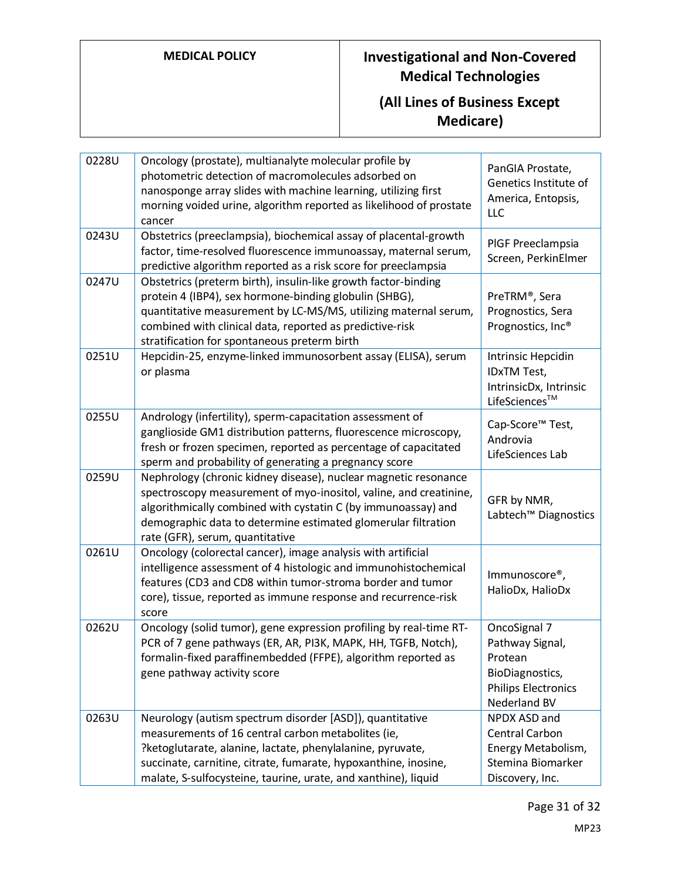| 0228U | Oncology (prostate), multianalyte molecular profile by photometric detection of macromolecules adsorbed on nanosponge array slides with machine learning, utilizing first morning voided urine, algorithm reported as likelihood of prostate cancer | PanGIA Prostate, Genetics Institute of America, Entopsis, LLC |
|---|---|---|
| 0243U | Obstetrics (preeclampsia), biochemical assay of placental-growth factor, time-resolved fluorescence immunoassay, maternal serum, predictive algorithm reported as a risk score for preeclampsia | PlGF Preeclampsia Screen, PerkinElmer |
| 0247U | Obstetrics (preterm birth), insulin-like growth factor-binding protein 4 (IBP4), sex hormone-binding globulin (SHBG), quantitative measurement by LC-MS/MS, utilizing maternal serum, combined with clinical data, reported as predictive-risk stratification for spontaneous preterm birth | PreTRM®, Sera Prognostics, Sera Prognostics, Inc® |
| 0251U | Hepcidin-25, enzyme-linked immunosorbent assay (ELISA), serum or plasma | Intrinsic Hepcidin IDxTM Test, IntrinsicDx, Intrinsic LifeSciences™ |
| 0255U | Andrology (infertility), sperm-capacitation assessment of ganglioside GM1 distribution patterns, fluorescence microscopy, fresh or frozen specimen, reported as percentage of capacitated sperm and probability of generating a pregnancy score | Cap-Score™ Test, Androvia LifeSciences Lab |
| 0259U | Nephrology (chronic kidney disease), nuclear magnetic resonance spectroscopy measurement of myo-inositol, valine, and creatinine, algorithmically combined with cystatin C (by immunoassay) and demographic data to determine estimated glomerular filtration rate (GFR), serum, quantitative | GFR by NMR, Labtech™ Diagnostics |
| 0261U | Oncology (colorectal cancer), image analysis with artificial intelligence assessment of 4 histologic and immunohistochemical features (CD3 and CD8 within tumor-stroma border and tumor core), tissue, reported as immune response and recurrence-risk score | Immunoscore®, HalioDx, HalioDx |
| 0262U | Oncology (solid tumor), gene expression profiling by real-time RT-PCR of 7 gene pathways (ER, AR, PI3K, MAPK, HH, TGFB, Notch), formalin-fixed paraffinembedded (FFPE), algorithm reported as gene pathway activity score | OncoSignal 7 Pathway Signal, Protean BioDiagnostics, Philips Electronics Nederland BV |
| 0263U | Neurology (autism spectrum disorder [ASD]), quantitative measurements of 16 central carbon metabolites (ie, ?ketoglutarate, alanine, lactate, phenylalanine, pyruvate, succinate, carnitine, citrate, fumarate, hypoxanthine, inosine, malate, S-sulfocysteine, taurine, urate, and xanthine), liquid | NPDX ASD and Central Carbon Energy Metabolism, Stemina Biomarker Discovery, Inc. |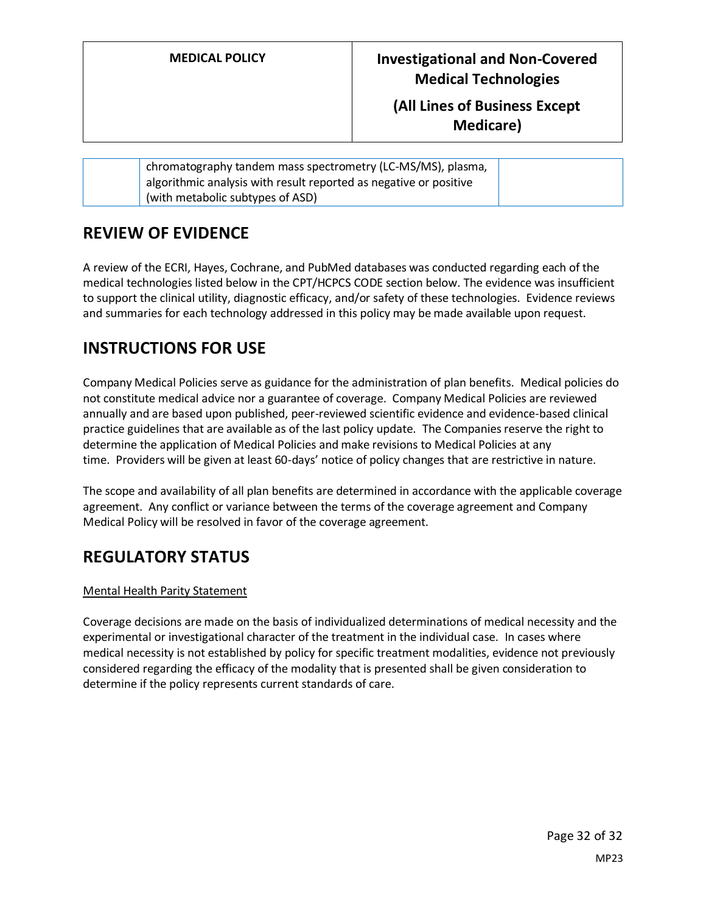| | | |
|---|---|---|
| | chromatography tandem mass spectrometry (LC-MS/MS), plasma, algorithmic analysis with result reported as negative or positive (with metabolic subtypes of ASD) | |

## REVIEW OF EVIDENCE

A review of the ECRI, Hayes, Cochrane, and PubMed databases was conducted regarding each of the medical technologies listed below in the CPT/HCPCS CODE section below. The evidence was insufficient to support the clinical utility, diagnostic efficacy, and/or safety of these technologies. Evidence reviews and summaries for each technology addressed in this policy may be made available upon request.

## INSTRUCTIONS FOR USE

Company Medical Policies serve as guidance for the administration of plan benefits. Medical policies do not constitute medical advice nor a guarantee of coverage. Company Medical Policies are reviewed annually and are based upon published, peer-reviewed scientific evidence and evidence-based clinical practice guidelines that are available as of the last policy update. The Companies reserve the right to determine the application of Medical Policies and make revisions to Medical Policies at any time. Providers will be given at least 60-days' notice of policy changes that are restrictive in nature.

The scope and availability of all plan benefits are determined in accordance with the applicable coverage agreement. Any conflict or variance between the terms of the coverage agreement and Company Medical Policy will be resolved in favor of the coverage agreement.

## REGULATORY STATUS

Mental Health Parity Statement

Coverage decisions are made on the basis of individualized determinations of medical necessity and the experimental or investigational character of the treatment in the individual case. In cases where medical necessity is not established by policy for specific treatment modalities, evidence not previously considered regarding the efficacy of the modality that is presented shall be given consideration to determine if the policy represents current standards of care.